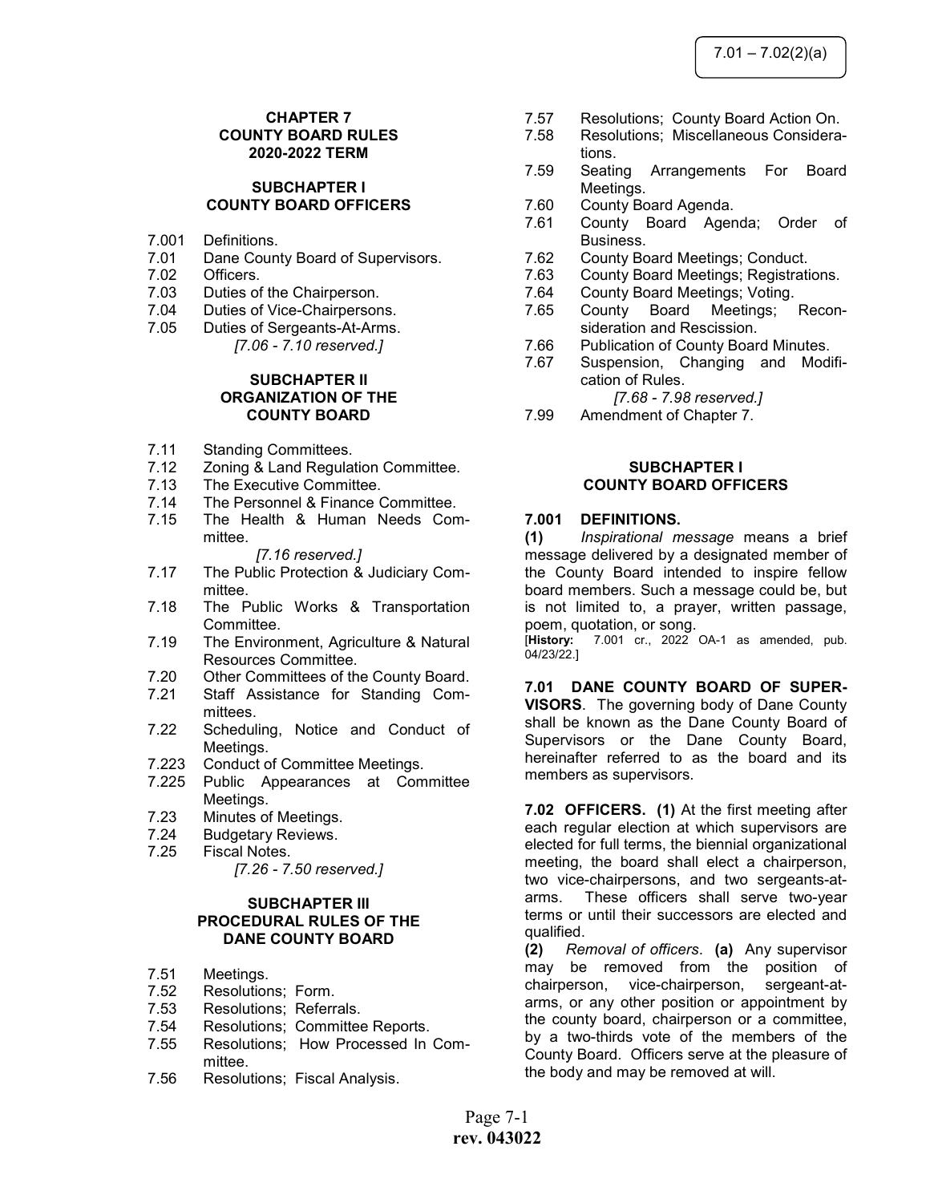# CHAPTER 7
# COUNTY BOARD RULES
# 2020-2022 TERM

## SUBCHAPTER I
## COUNTY BOARD OFFICERS

7.001 Definitions.
7.01 Dane County Board of Supervisors.
7.02 Officers.
7.03 Duties of the Chairperson.
7.04 Duties of Vice-Chairpersons.
7.05 Duties of Sergeants-At-Arms.
*[7.06 - 7.10 reserved.]*

## SUBCHAPTER II
## ORGANIZATION OF THE COUNTY BOARD

7.11 Standing Committees.
7.12 Zoning & Land Regulation Committee.
7.13 The Executive Committee.
7.14 The Personnel & Finance Committee.
7.15 The Health & Human Needs Committee.
*[7.16 reserved.]*
7.17 The Public Protection & Judiciary Committee.
7.18 The Public Works & Transportation Committee.
7.19 The Environment, Agriculture & Natural Resources Committee.
7.20 Other Committees of the County Board.
7.21 Staff Assistance for Standing Committees.
7.22 Scheduling, Notice and Conduct of Meetings.
7.223 Conduct of Committee Meetings.
7.225 Public Appearances at Committee Meetings.
7.23 Minutes of Meetings.
7.24 Budgetary Reviews.
7.25 Fiscal Notes.
*[7.26 - 7.50 reserved.]*

## SUBCHAPTER III
## PROCEDURAL RULES OF THE DANE COUNTY BOARD

7.51 Meetings.
7.52 Resolutions; Form.
7.53 Resolutions; Referrals.
7.54 Resolutions; Committee Reports.
7.55 Resolutions; How Processed In Committee.
7.56 Resolutions; Fiscal Analysis.
7.57 Resolutions; County Board Action On.
7.58 Resolutions; Miscellaneous Considerations.
7.59 Seating Arrangements For Board Meetings.
7.60 County Board Agenda.
7.61 County Board Agenda; Order of Business.
7.62 County Board Meetings; Conduct.
7.63 County Board Meetings; Registrations.
7.64 County Board Meetings; Voting.
7.65 County Board Meetings; Reconsideration and Rescission.
7.66 Publication of County Board Minutes.
7.67 Suspension, Changing and Modification of Rules.
*[7.68 - 7.98 reserved.]*
7.99 Amendment of Chapter 7.

## SUBCHAPTER I
## COUNTY BOARD OFFICERS

**7.001 DEFINITIONS.**
**(1)** *Inspirational message* means a brief message delivered by a designated member of the County Board intended to inspire fellow board members. Such a message could be, but is not limited to, a prayer, written passage, poem, quotation, or song.
[**History:** 7.001 cr., 2022 OA-1 as amended, pub. 04/23/22.]

**7.01 DANE COUNTY BOARD OF SUPERVISORS**. The governing body of Dane County shall be known as the Dane County Board of Supervisors or the Dane County Board, hereinafter referred to as the board and its members as supervisors.

**7.02 OFFICERS. (1)** At the first meeting after each regular election at which supervisors are elected for full terms, the biennial organizational meeting, the board shall elect a chairperson, two vice-chairpersons, and two sergeants-at-arms. These officers shall serve two-year terms or until their successors are elected and qualified.
**(2)** *Removal of officers*. **(a)** Any supervisor may be removed from the position of chairperson, vice-chairperson, sergeant-at-arms, or any other position or appointment by the county board, chairperson or a committee, by a two-thirds vote of the members of the County Board. Officers serve at the pleasure of the body and may be removed at will.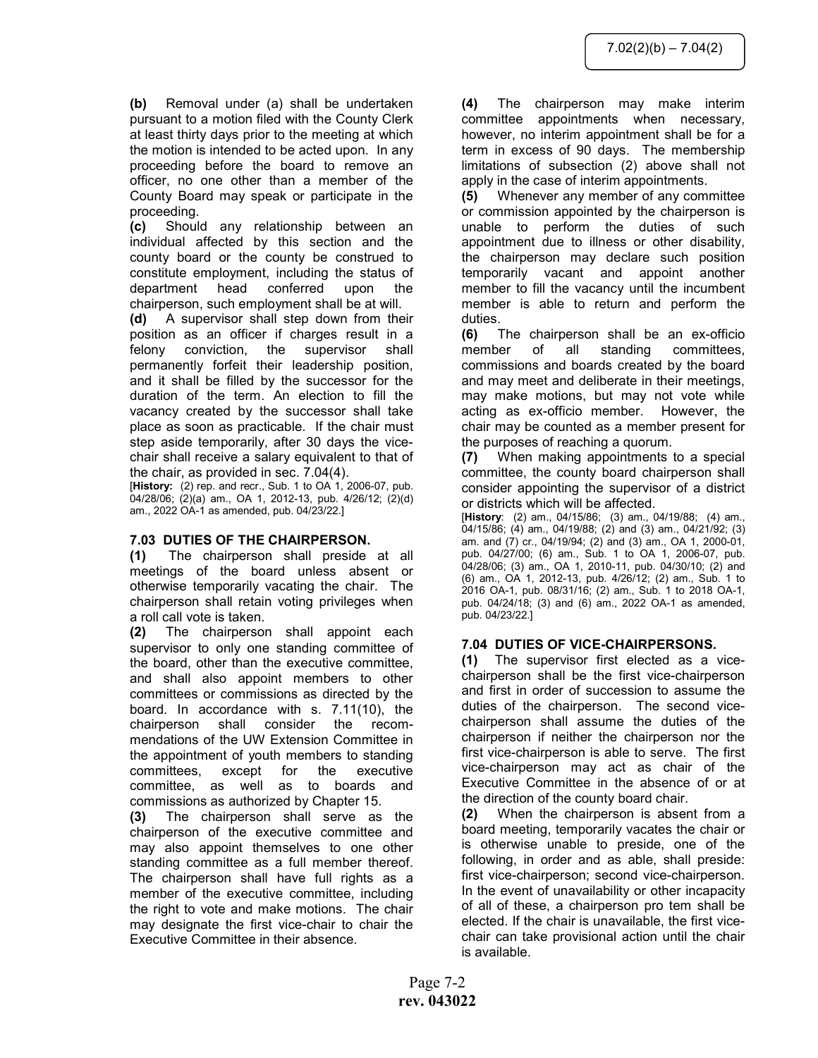**(b)** Removal under (a) shall be undertaken pursuant to a motion filed with the County Clerk at least thirty days prior to the meeting at which the motion is intended to be acted upon. In any proceeding before the board to remove an officer, no one other than a member of the County Board may speak or participate in the proceeding.

**(c)** Should any relationship between an individual affected by this section and the county board or the county be construed to constitute employment, including the status of department head conferred upon the chairperson, such employment shall be at will.

**(d)** A supervisor shall step down from their position as an officer if charges result in a felony conviction, the supervisor shall permanently forfeit their leadership position, and it shall be filled by the successor for the duration of the term. An election to fill the vacancy created by the successor shall take place as soon as practicable. If the chair must step aside temporarily, after 30 days the vice-chair shall receive a salary equivalent to that of the chair, as provided in sec. 7.04(4).

[**History:** (2) rep. and recr., Sub. 1 to OA 1, 2006-07, pub. 04/28/06; (2)(a) am., OA 1, 2012-13, pub. 4/26/12; (2)(d) am., 2022 OA-1 as amended, pub. 04/23/22.]

## 7.03 DUTIES OF THE CHAIRPERSON.

**(1)** The chairperson shall preside at all meetings of the board unless absent or otherwise temporarily vacating the chair. The chairperson shall retain voting privileges when a roll call vote is taken.

**(2)** The chairperson shall appoint each supervisor to only one standing committee of the board, other than the executive committee, and shall also appoint members to other committees or commissions as directed by the board. In accordance with s. 7.11(10), the chairperson shall consider the recommendations of the UW Extension Committee in the appointment of youth members to standing committees, except for the executive committee, as well as to boards and commissions as authorized by Chapter 15.

**(3)** The chairperson shall serve as the chairperson of the executive committee and may also appoint themselves to one other standing committee as a full member thereof. The chairperson shall have full rights as a member of the executive committee, including the right to vote and make motions. The chair may designate the first vice-chair to chair the Executive Committee in their absence.

**(4)** The chairperson may make interim committee appointments when necessary, however, no interim appointment shall be for a term in excess of 90 days. The membership limitations of subsection (2) above shall not apply in the case of interim appointments.

**(5)** Whenever any member of any committee or commission appointed by the chairperson is unable to perform the duties of such appointment due to illness or other disability, the chairperson may declare such position temporarily vacant and appoint another member to fill the vacancy until the incumbent member is able to return and perform the duties.

**(6)** The chairperson shall be an ex-officio member of all standing committees, commissions and boards created by the board and may meet and deliberate in their meetings, may make motions, but may not vote while acting as ex-officio member. However, the chair may be counted as a member present for the purposes of reaching a quorum.

**(7)** When making appointments to a special committee, the county board chairperson shall consider appointing the supervisor of a district or districts which will be affected.

[**History**: (2) am., 04/15/86; (3) am., 04/19/88; (4) am., 04/15/86; (4) am., 04/19/88; (2) and (3) am., 04/21/92; (3) am. and (7) cr., 04/19/94; (2) and (3) am., OA 1, 2000-01, pub. 04/27/00; (6) am., Sub. 1 to OA 1, 2006-07, pub. 04/28/06; (3) am., OA 1, 2010-11, pub. 04/30/10; (2) and (6) am., OA 1, 2012-13, pub. 4/26/12; (2) am., Sub. 1 to 2016 OA-1, pub. 08/31/16; (2) am., Sub. 1 to 2018 OA-1, pub. 04/24/18; (3) and (6) am., 2022 OA-1 as amended, pub. 04/23/22.]

## 7.04 DUTIES OF VICE-CHAIRPERSONS.

**(1)** The supervisor first elected as a vice-chairperson shall be the first vice-chairperson and first in order of succession to assume the duties of the chairperson. The second vice-chairperson shall assume the duties of the chairperson if neither the chairperson nor the first vice-chairperson is able to serve. The first vice-chairperson may act as chair of the Executive Committee in the absence of or at the direction of the county board chair.

**(2)** When the chairperson is absent from a board meeting, temporarily vacates the chair or is otherwise unable to preside, one of the following, in order and as able, shall preside: first vice-chairperson; second vice-chairperson. In the event of unavailability or other incapacity of all of these, a chairperson pro tem shall be elected. If the chair is unavailable, the first vice-chair can take provisional action until the chair is available.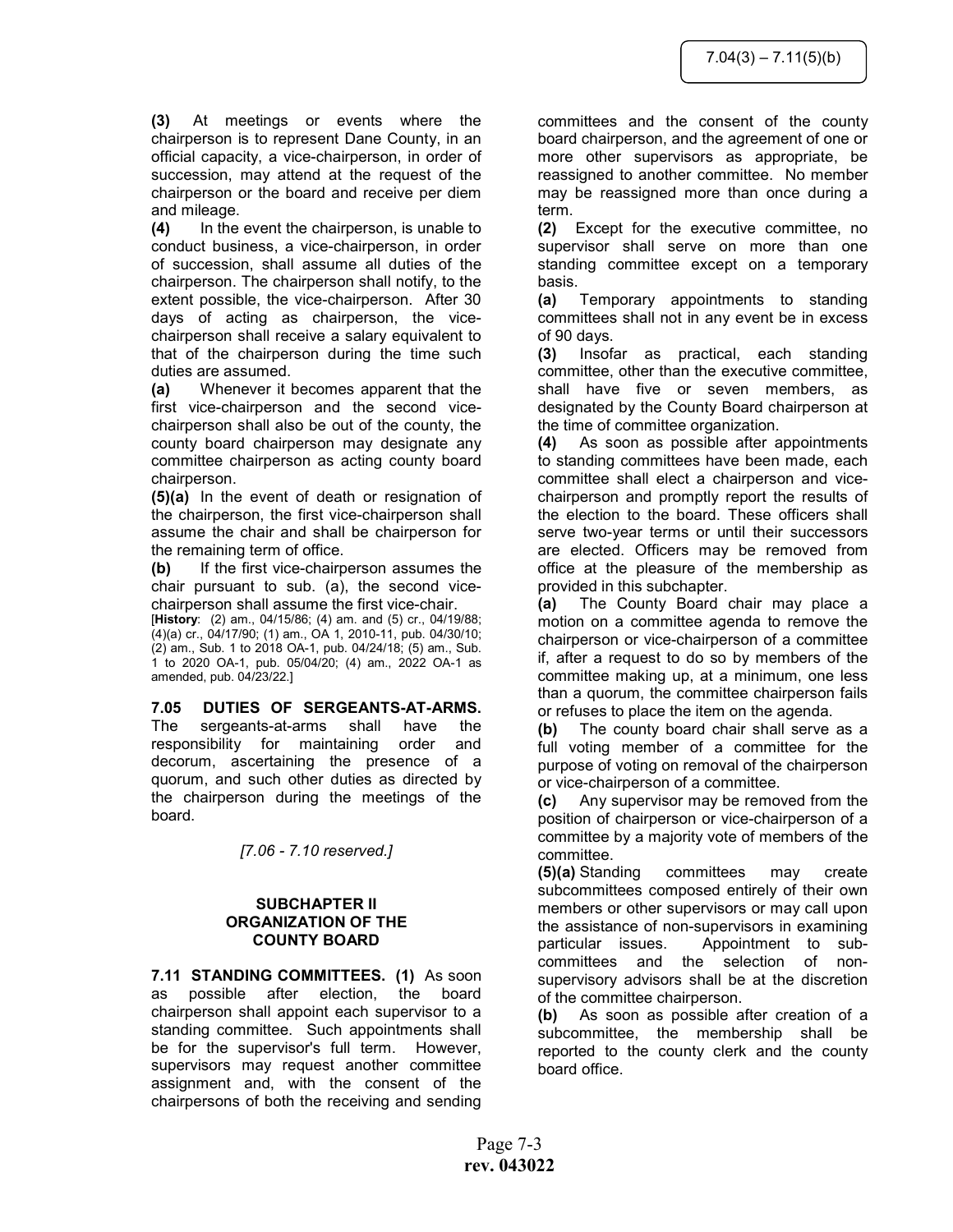**(3)** At meetings or events where the chairperson is to represent Dane County, in an official capacity, a vice-chairperson, in order of succession, may attend at the request of the chairperson or the board and receive per diem and mileage.

**(4)** In the event the chairperson, is unable to conduct business, a vice-chairperson, in order of succession, shall assume all duties of the chairperson. The chairperson shall notify, to the extent possible, the vice-chairperson. After 30 days of acting as chairperson, the vice-chairperson shall receive a salary equivalent to that of the chairperson during the time such duties are assumed.

**(a)** Whenever it becomes apparent that the first vice-chairperson and the second vice-chairperson shall also be out of the county, the county board chairperson may designate any committee chairperson as acting county board chairperson.

**(5)(a)** In the event of death or resignation of the chairperson, the first vice-chairperson shall assume the chair and shall be chairperson for the remaining term of office.

**(b)** If the first vice-chairperson assumes the chair pursuant to sub. (a), the second vice-chairperson shall assume the first vice-chair.

[**History**: (2) am., 04/15/86; (4) am. and (5) cr., 04/19/88; (4)(a) cr., 04/17/90; (1) am., OA 1, 2010-11, pub. 04/30/10; (2) am., Sub. 1 to 2018 OA-1, pub. 04/24/18; (5) am., Sub. 1 to 2020 OA-1, pub. 05/04/20; (4) am., 2022 OA-1 as amended, pub. 04/23/22.]

**7.05 DUTIES OF SERGEANTS-AT-ARMS.** The sergeants-at-arms shall have the responsibility for maintaining order and decorum, ascertaining the presence of a quorum, and such other duties as directed by the chairperson during the meetings of the board.

*[7.06 - 7.10 reserved.]*

## SUBCHAPTER II
## ORGANIZATION OF THE COUNTY BOARD

**7.11 STANDING COMMITTEES. (1)** As soon as possible after election, the board chairperson shall appoint each supervisor to a standing committee. Such appointments shall be for the supervisor's full term. However, supervisors may request another committee assignment and, with the consent of the chairpersons of both the receiving and sending committees and the consent of the county board chairperson, and the agreement of one or more other supervisors as appropriate, be reassigned to another committee. No member may be reassigned more than once during a term.

**(2)** Except for the executive committee, no supervisor shall serve on more than one standing committee except on a temporary basis.

**(a)** Temporary appointments to standing committees shall not in any event be in excess of 90 days.

**(3)** Insofar as practical, each standing committee, other than the executive committee, shall have five or seven members, as designated by the County Board chairperson at the time of committee organization.

**(4)** As soon as possible after appointments to standing committees have been made, each committee shall elect a chairperson and vice-chairperson and promptly report the results of the election to the board. These officers shall serve two-year terms or until their successors are elected. Officers may be removed from office at the pleasure of the membership as provided in this subchapter.

**(a)** The County Board chair may place a motion on a committee agenda to remove the chairperson or vice-chairperson of a committee if, after a request to do so by members of the committee making up, at a minimum, one less than a quorum, the committee chairperson fails or refuses to place the item on the agenda.

**(b)** The county board chair shall serve as a full voting member of a committee for the purpose of voting on removal of the chairperson or vice-chairperson of a committee.

**(c)** Any supervisor may be removed from the position of chairperson or vice-chairperson of a committee by a majority vote of members of the committee.

**(5)(a)** Standing committees may create subcommittees composed entirely of their own members or other supervisors or may call upon the assistance of non-supervisors in examining particular issues. Appointment to sub-committees and the selection of non-supervisory advisors shall be at the discretion of the committee chairperson.

**(b)** As soon as possible after creation of a subcommittee, the membership shall be reported to the county clerk and the county board office.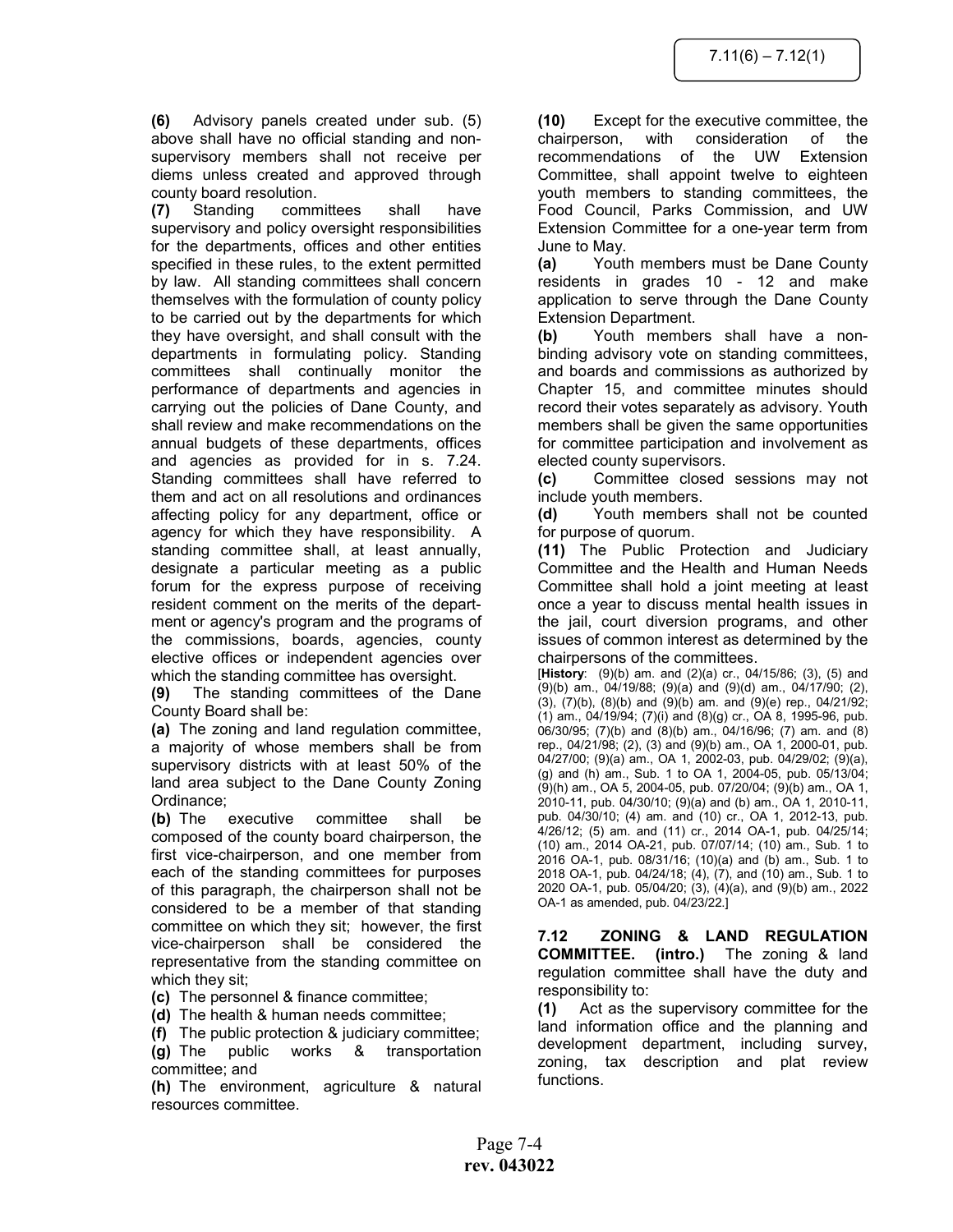**(6)** Advisory panels created under sub. (5) above shall have no official standing and non-supervisory members shall not receive per diems unless created and approved through county board resolution.

**(7)** Standing committees shall have supervisory and policy oversight responsibilities for the departments, offices and other entities specified in these rules, to the extent permitted by law. All standing committees shall concern themselves with the formulation of county policy to be carried out by the departments for which they have oversight, and shall consult with the departments in formulating policy. Standing committees shall continually monitor the performance of departments and agencies in carrying out the policies of Dane County, and shall review and make recommendations on the annual budgets of these departments, offices and agencies as provided for in s. 7.24. Standing committees shall have referred to them and act on all resolutions and ordinances affecting policy for any department, office or agency for which they have responsibility. A standing committee shall, at least annually, designate a particular meeting as a public forum for the express purpose of receiving resident comment on the merits of the department or agency's program and the programs of the commissions, boards, agencies, county elective offices or independent agencies over which the standing committee has oversight.

**(9)** The standing committees of the Dane County Board shall be:

**(a)** The zoning and land regulation committee, a majority of whose members shall be from supervisory districts with at least 50% of the land area subject to the Dane County Zoning Ordinance;

**(b)** The executive committee shall be composed of the county board chairperson, the first vice-chairperson, and one member from each of the standing committees for purposes of this paragraph, the chairperson shall not be considered to be a member of that standing committee on which they sit; however, the first vice-chairperson shall be considered the representative from the standing committee on which they sit;

**(c)** The personnel & finance committee;

**(d)** The health & human needs committee;

**(f)** The public protection & judiciary committee;

**(g)** The public works & transportation committee; and

**(h)** The environment, agriculture & natural resources committee.

**(10)** Except for the executive committee, the chairperson, with consideration of the recommendations of the UW Extension Committee, shall appoint twelve to eighteen youth members to standing committees, the Food Council, Parks Commission, and UW Extension Committee for a one-year term from June to May.

**(a)** Youth members must be Dane County residents in grades 10 - 12 and make application to serve through the Dane County Extension Department.

**(b)** Youth members shall have a non-binding advisory vote on standing committees, and boards and commissions as authorized by Chapter 15, and committee minutes should record their votes separately as advisory. Youth members shall be given the same opportunities for committee participation and involvement as elected county supervisors.

**(c)** Committee closed sessions may not include youth members.

**(d)** Youth members shall not be counted for purpose of quorum.

**(11)** The Public Protection and Judiciary Committee and the Health and Human Needs Committee shall hold a joint meeting at least once a year to discuss mental health issues in the jail, court diversion programs, and other issues of common interest as determined by the chairpersons of the committees.

[**History**: (9)(b) am. and (2)(a) cr., 04/15/86; (3), (5) and (9)(b) am., 04/19/88; (9)(a) and (9)(d) am., 04/17/90; (2), (3), (7)(b), (8)(b) and (9)(b) am. and (9)(e) rep., 04/21/92; (1) am., 04/19/94; (7)(i) and (8)(g) cr., OA 8, 1995-96, pub. 06/30/95; (7)(b) and (8)(b) am., 04/16/96; (7) am. and (8) rep., 04/21/98; (2), (3) and (9)(b) am., OA 1, 2000-01, pub. 04/27/00; (9)(a) am., OA 1, 2002-03, pub. 04/29/02; (9)(a), (g) and (h) am., Sub. 1 to OA 1, 2004-05, pub. 05/13/04; (9)(h) am., OA 5, 2004-05, pub. 07/20/04; (9)(b) am., OA 1, 2010-11, pub. 04/30/10; (9)(a) and (b) am., OA 1, 2010-11, pub. 04/30/10; (4) am. and (10) cr., OA 1, 2012-13, pub. 4/26/12; (5) am. and (11) cr., 2014 OA-1, pub. 04/25/14; (10) am., 2014 OA-21, pub. 07/07/14; (10) am., Sub. 1 to 2016 OA-1, pub. 08/31/16; (10)(a) and (b) am., Sub. 1 to 2018 OA-1, pub. 04/24/18; (4), (7), and (10) am., Sub. 1 to 2020 OA-1, pub. 05/04/20; (3), (4)(a), and (9)(b) am., 2022 OA-1 as amended, pub. 04/23/22.]

**7.12 ZONING & LAND REGULATION COMMITTEE. (intro.)** The zoning & land regulation committee shall have the duty and responsibility to:

**(1)** Act as the supervisory committee for the land information office and the planning and development department, including survey, zoning, tax description and plat review functions.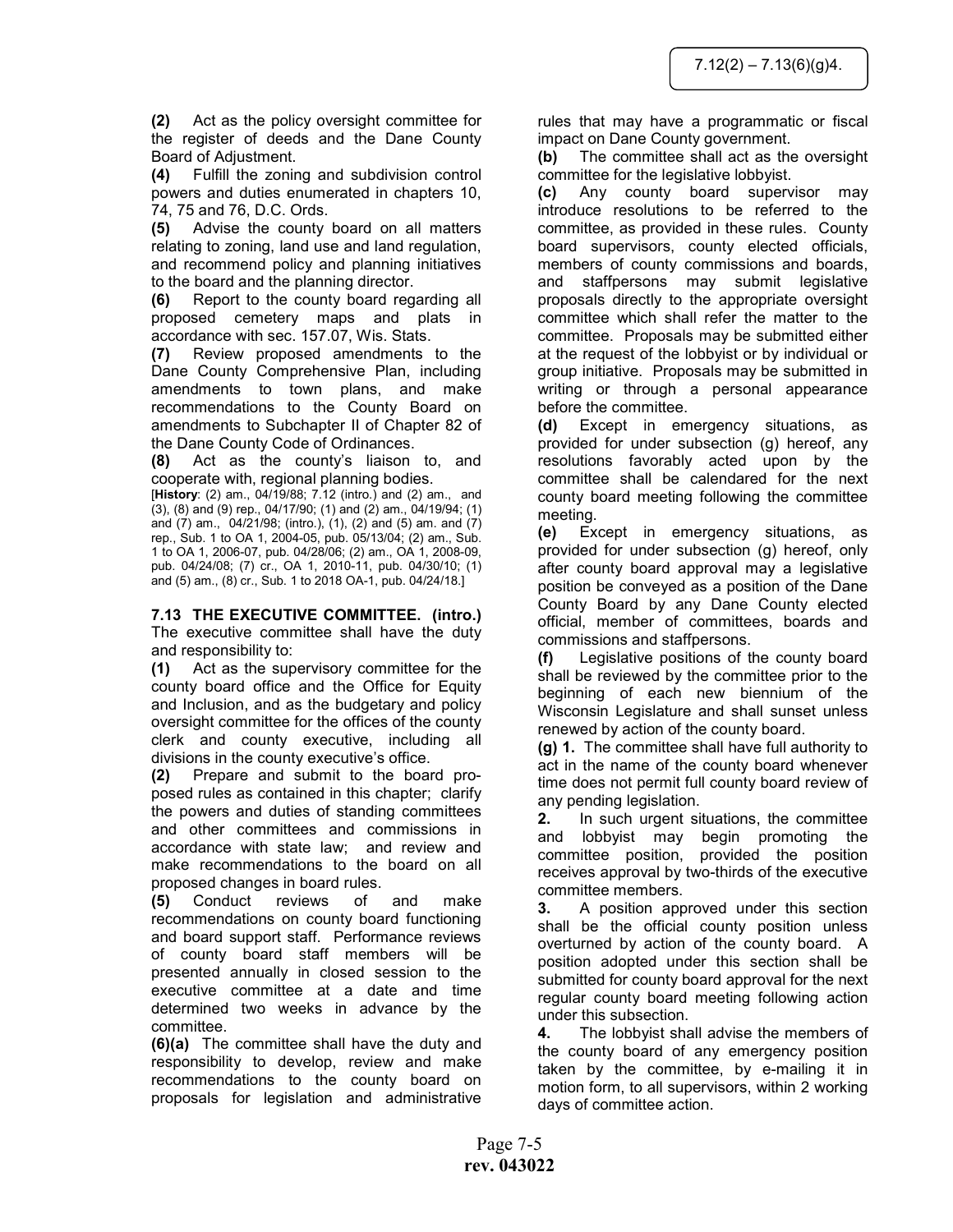**(2)** Act as the policy oversight committee for the register of deeds and the Dane County Board of Adjustment.

**(4)** Fulfill the zoning and subdivision control powers and duties enumerated in chapters 10, 74, 75 and 76, D.C. Ords.

**(5)** Advise the county board on all matters relating to zoning, land use and land regulation, and recommend policy and planning initiatives to the board and the planning director.

**(6)** Report to the county board regarding all proposed cemetery maps and plats in accordance with sec. 157.07, Wis. Stats.

**(7)** Review proposed amendments to the Dane County Comprehensive Plan, including amendments to town plans, and make recommendations to the County Board on amendments to Subchapter II of Chapter 82 of the Dane County Code of Ordinances.

**(8)** Act as the county's liaison to, and cooperate with, regional planning bodies.

[**History**: (2) am., 04/19/88; 7.12 (intro.) and (2) am., and (3), (8) and (9) rep., 04/17/90; (1) and (2) am., 04/19/94; (1) and (7) am., 04/21/98; (intro.), (1), (2) and (5) am. and (7) rep., Sub. 1 to OA 1, 2004-05, pub. 05/13/04; (2) am., Sub. 1 to OA 1, 2006-07, pub. 04/28/06; (2) am., OA 1, 2008-09, pub. 04/24/08; (7) cr., OA 1, 2010-11, pub. 04/30/10; (1) and (5) am., (8) cr., Sub. 1 to 2018 OA-1, pub. 04/24/18.]

**7.13 THE EXECUTIVE COMMITTEE. (intro.)** The executive committee shall have the duty and responsibility to:

**(1)** Act as the supervisory committee for the county board office and the Office for Equity and Inclusion, and as the budgetary and policy oversight committee for the offices of the county clerk and county executive, including all divisions in the county executive's office.

**(2)** Prepare and submit to the board proposed rules as contained in this chapter; clarify the powers and duties of standing committees and other committees and commissions in accordance with state law; and review and make recommendations to the board on all proposed changes in board rules.

**(5)** Conduct reviews of and make recommendations on county board functioning and board support staff. Performance reviews of county board staff members will be presented annually in closed session to the executive committee at a date and time determined two weeks in advance by the committee.

**(6)(a)** The committee shall have the duty and responsibility to develop, review and make recommendations to the county board on proposals for legislation and administrative rules that may have a programmatic or fiscal impact on Dane County government.

**(b)** The committee shall act as the oversight committee for the legislative lobbyist.

**(c)** Any county board supervisor may introduce resolutions to be referred to the committee, as provided in these rules. County board supervisors, county elected officials, members of county commissions and boards, and staffpersons may submit legislative proposals directly to the appropriate oversight committee which shall refer the matter to the committee. Proposals may be submitted either at the request of the lobbyist or by individual or group initiative. Proposals may be submitted in writing or through a personal appearance before the committee.

**(d)** Except in emergency situations, as provided for under subsection (g) hereof, any resolutions favorably acted upon by the committee shall be calendared for the next county board meeting following the committee meeting.

**(e)** Except in emergency situations, as provided for under subsection (g) hereof, only after county board approval may a legislative position be conveyed as a position of the Dane County Board by any Dane County elected official, member of committees, boards and commissions and staffpersons.

**(f)** Legislative positions of the county board shall be reviewed by the committee prior to the beginning of each new biennium of the Wisconsin Legislature and shall sunset unless renewed by action of the county board.

**(g) 1.** The committee shall have full authority to act in the name of the county board whenever time does not permit full county board review of any pending legislation.

**2.** In such urgent situations, the committee and lobbyist may begin promoting the committee position, provided the position receives approval by two-thirds of the executive committee members.

**3.** A position approved under this section shall be the official county position unless overturned by action of the county board. A position adopted under this section shall be submitted for county board approval for the next regular county board meeting following action under this subsection.

**4.** The lobbyist shall advise the members of the county board of any emergency position taken by the committee, by e-mailing it in motion form, to all supervisors, within 2 working days of committee action.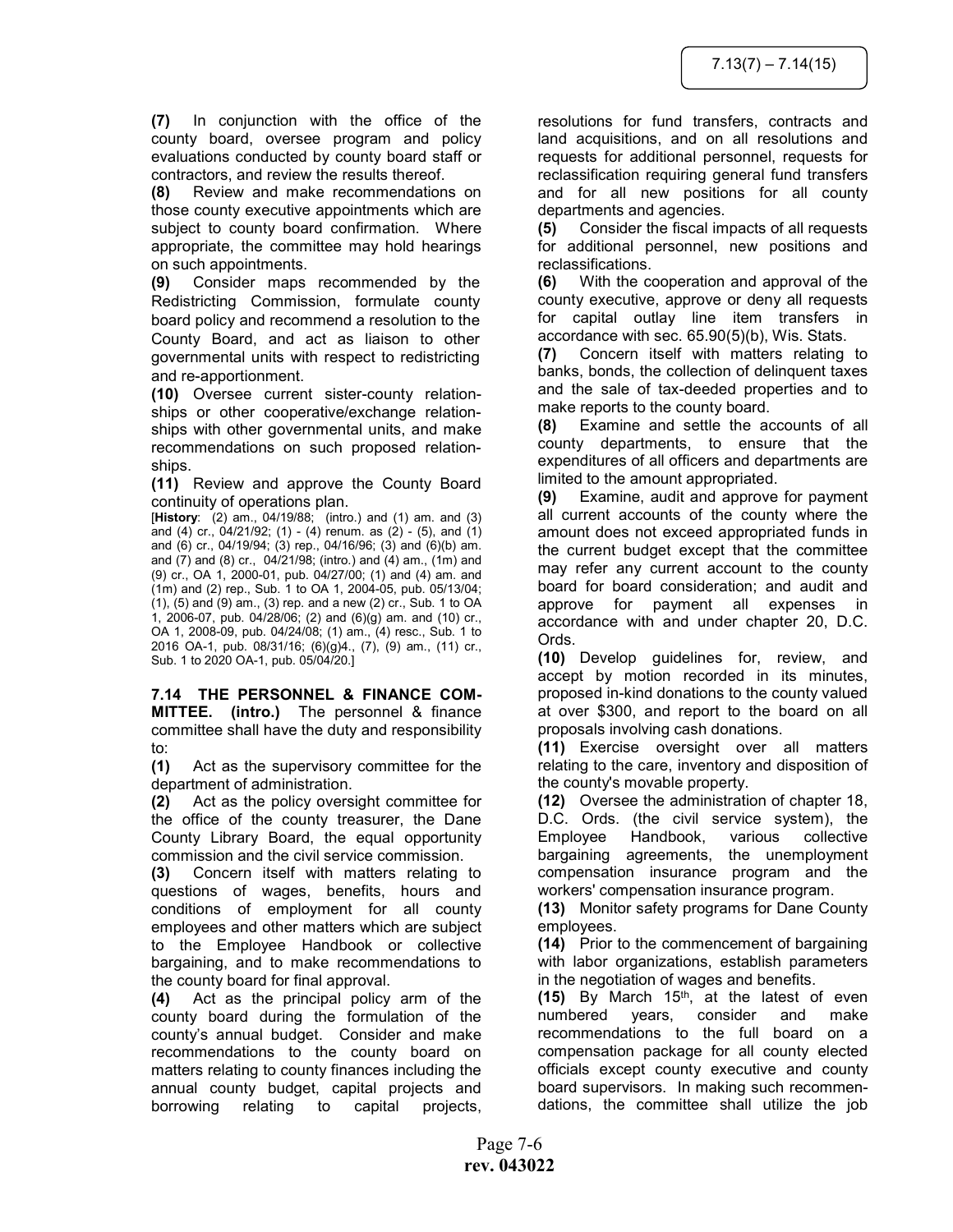**(7)** In conjunction with the office of the county board, oversee program and policy evaluations conducted by county board staff or contractors, and review the results thereof.

**(8)** Review and make recommendations on those county executive appointments which are subject to county board confirmation. Where appropriate, the committee may hold hearings on such appointments.

**(9)** Consider maps recommended by the Redistricting Commission, formulate county board policy and recommend a resolution to the County Board, and act as liaison to other governmental units with respect to redistricting and re-apportionment.

**(10)** Oversee current sister-county relationships or other cooperative/exchange relationships with other governmental units, and make recommendations on such proposed relationships.

**(11)** Review and approve the County Board continuity of operations plan.

[**History**: (2) am., 04/19/88; (intro.) and (1) am. and (3) and (4) cr., 04/21/92; (1) - (4) renum. as (2) - (5), and (1) and (6) cr., 04/19/94; (3) rep., 04/16/96; (3) and (6)(b) am. and (7) and (8) cr., 04/21/98; (intro.) and (4) am., (1m) and (9) cr., OA 1, 2000-01, pub. 04/27/00; (1) and (4) am. and (1m) and (2) rep., Sub. 1 to OA 1, 2004-05, pub. 05/13/04; (1), (5) and (9) am., (3) rep. and a new (2) cr., Sub. 1 to OA 1, 2006-07, pub. 04/28/06; (2) and (6)(g) am. and (10) cr., OA 1, 2008-09, pub. 04/24/08; (1) am., (4) resc., Sub. 1 to 2016 OA-1, pub. 08/31/16; (6)(g)4., (7), (9) am., (11) cr., Sub. 1 to 2020 OA-1, pub. 05/04/20.]

**7.14 THE PERSONNEL & FINANCE COMMITTEE. (intro.)** The personnel & finance committee shall have the duty and responsibility to:

**(1)** Act as the supervisory committee for the department of administration.

**(2)** Act as the policy oversight committee for the office of the county treasurer, the Dane County Library Board, the equal opportunity commission and the civil service commission.

**(3)** Concern itself with matters relating to questions of wages, benefits, hours and conditions of employment for all county employees and other matters which are subject to the Employee Handbook or collective bargaining, and to make recommendations to the county board for final approval.

**(4)** Act as the principal policy arm of the county board during the formulation of the county's annual budget. Consider and make recommendations to the county board on matters relating to county finances including the annual county budget, capital projects and borrowing relating to capital projects, resolutions for fund transfers, contracts and land acquisitions, and on all resolutions and requests for additional personnel, requests for reclassification requiring general fund transfers and for all new positions for all county departments and agencies.

**(5)** Consider the fiscal impacts of all requests for additional personnel, new positions and reclassifications.

**(6)** With the cooperation and approval of the county executive, approve or deny all requests for capital outlay line item transfers in accordance with sec. 65.90(5)(b), Wis. Stats.

**(7)** Concern itself with matters relating to banks, bonds, the collection of delinquent taxes and the sale of tax-deeded properties and to make reports to the county board.

**(8)** Examine and settle the accounts of all county departments, to ensure that the expenditures of all officers and departments are limited to the amount appropriated.

**(9)** Examine, audit and approve for payment all current accounts of the county where the amount does not exceed appropriated funds in the current budget except that the committee may refer any current account to the county board for board consideration; and audit and approve for payment all expenses in accordance with and under chapter 20, D.C. Ords.

**(10)** Develop guidelines for, review, and accept by motion recorded in its minutes, proposed in-kind donations to the county valued at over $300, and report to the board on all proposals involving cash donations.

**(11)** Exercise oversight over all matters relating to the care, inventory and disposition of the county's movable property.

**(12)** Oversee the administration of chapter 18, D.C. Ords. (the civil service system), the Employee Handbook, various collective bargaining agreements, the unemployment compensation insurance program and the workers' compensation insurance program.

**(13)** Monitor safety programs for Dane County employees.

**(14)** Prior to the commencement of bargaining with labor organizations, establish parameters in the negotiation of wages and benefits.

**(15)** By March 15th, at the latest of even numbered years, consider and make recommendations to the full board on a compensation package for all county elected officials except county executive and county board supervisors. In making such recommendations, the committee shall utilize the job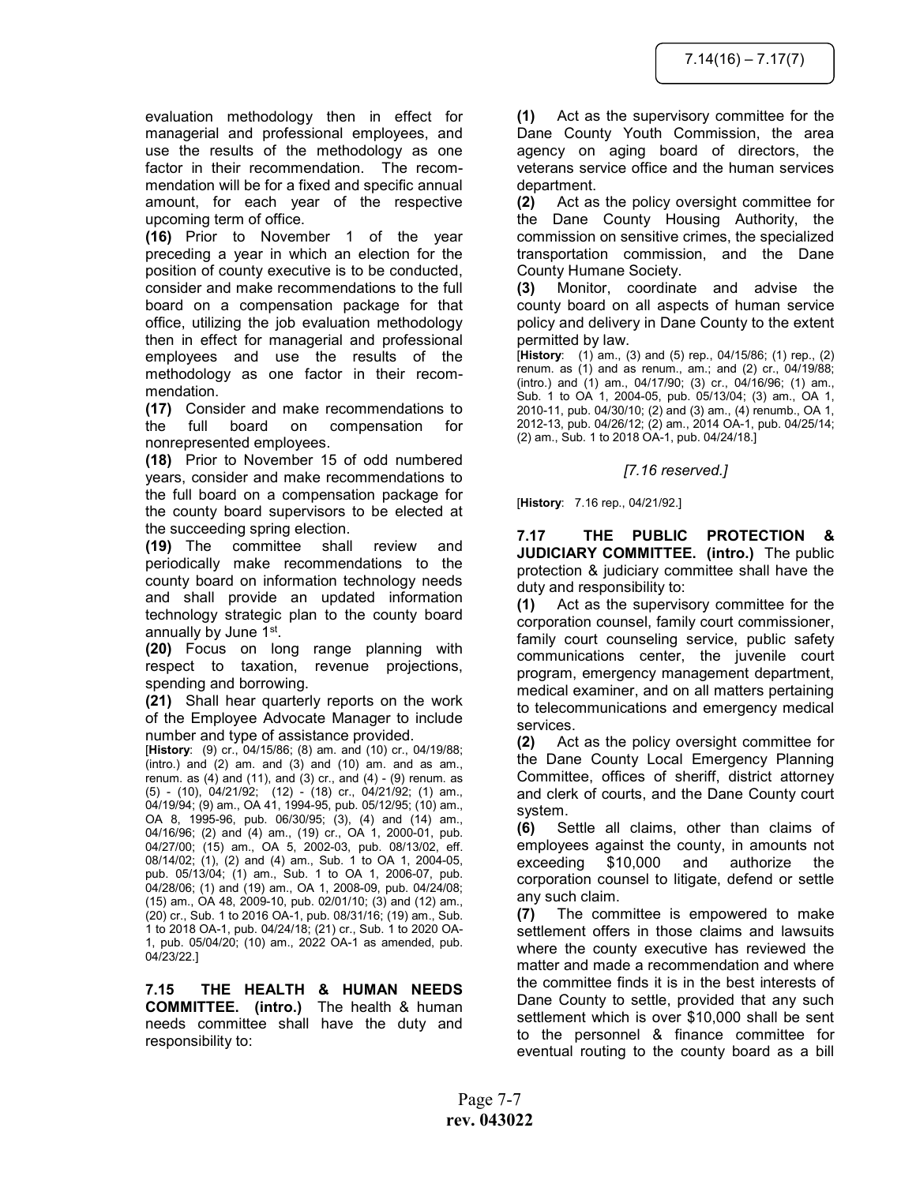evaluation methodology then in effect for managerial and professional employees, and use the results of the methodology as one factor in their recommendation. The recommendation will be for a fixed and specific annual amount, for each year of the respective upcoming term of office.

**(16)** Prior to November 1 of the year preceding a year in which an election for the position of county executive is to be conducted, consider and make recommendations to the full board on a compensation package for that office, utilizing the job evaluation methodology then in effect for managerial and professional employees and use the results of the methodology as one factor in their recommendation.

**(17)** Consider and make recommendations to the full board on compensation for nonrepresented employees.

**(18)** Prior to November 15 of odd numbered years, consider and make recommendations to the full board on a compensation package for the county board supervisors to be elected at the succeeding spring election.

**(19)** The committee shall review and periodically make recommendations to the county board on information technology needs and shall provide an updated information technology strategic plan to the county board annually by June 1st.

**(20)** Focus on long range planning with respect to taxation, revenue projections, spending and borrowing.

**(21)** Shall hear quarterly reports on the work of the Employee Advocate Manager to include number and type of assistance provided.

[**History**: (9) cr., 04/15/86; (8) am. and (10) cr., 04/19/88; (intro.) and (2) am. and (3) and (10) am. and as am., renum. as (4) and (11), and (3) cr., and (4) - (9) renum. as (5) - (10), 04/21/92; (12) - (18) cr., 04/21/92; (1) am., 04/19/94; (9) am., OA 41, 1994-95, pub. 05/12/95; (10) am., OA 8, 1995-96, pub. 06/30/95; (3), (4) and (14) am., 04/16/96; (2) and (4) am., (19) cr., OA 1, 2000-01, pub. 04/27/00; (15) am., OA 5, 2002-03, pub. 08/13/02, eff. 08/14/02; (1), (2) and (4) am., Sub. 1 to OA 1, 2004-05, pub. 05/13/04; (1) am., Sub. 1 to OA 1, 2006-07, pub. 04/28/06; (1) and (19) am., OA 1, 2008-09, pub. 04/24/08; (15) am., OA 48, 2009-10, pub. 02/01/10; (3) and (12) am., (20) cr., Sub. 1 to 2016 OA-1, pub. 08/31/16; (19) am., Sub. 1 to 2018 OA-1, pub. 04/24/18; (21) cr., Sub. 1 to 2020 OA-1, pub. 05/04/20; (10) am., 2022 OA-1 as amended, pub. 04/23/22.]

**7.15 THE HEALTH & HUMAN NEEDS COMMITTEE. (intro.)** The health & human needs committee shall have the duty and responsibility to:

**(1)** Act as the supervisory committee for the Dane County Youth Commission, the area agency on aging board of directors, the veterans service office and the human services department.

**(2)** Act as the policy oversight committee for the Dane County Housing Authority, the commission on sensitive crimes, the specialized transportation commission, and the Dane County Humane Society.

**(3)** Monitor, coordinate and advise the county board on all aspects of human service policy and delivery in Dane County to the extent permitted by law.

[**History**: (1) am., (3) and (5) rep., 04/15/86; (1) rep., (2) renum. as (1) and as renum., am.; and (2) cr., 04/19/88; (intro.) and (1) am., 04/17/90; (3) cr., 04/16/96; (1) am., Sub. 1 to OA 1, 2004-05, pub. 05/13/04; (3) am., OA 1, 2010-11, pub. 04/30/10; (2) and (3) am., (4) renumb., OA 1, 2012-13, pub. 04/26/12; (2) am., 2014 OA-1, pub. 04/25/14; (2) am., Sub. 1 to 2018 OA-1, pub. 04/24/18.]

*[7.16 reserved.]*

[**History**: 7.16 rep., 04/21/92.]

**7.17 THE PUBLIC PROTECTION & JUDICIARY COMMITTEE. (intro.)** The public protection & judiciary committee shall have the duty and responsibility to:

**(1)** Act as the supervisory committee for the corporation counsel, family court commissioner, family court counseling service, public safety communications center, the juvenile court program, emergency management department, medical examiner, and on all matters pertaining to telecommunications and emergency medical services.

**(2)** Act as the policy oversight committee for the Dane County Local Emergency Planning Committee, offices of sheriff, district attorney and clerk of courts, and the Dane County court system.

**(6)** Settle all claims, other than claims of employees against the county, in amounts not exceeding $10,000 and authorize the corporation counsel to litigate, defend or settle any such claim.

**(7)** The committee is empowered to make settlement offers in those claims and lawsuits where the county executive has reviewed the matter and made a recommendation and where the committee finds it is in the best interests of Dane County to settle, provided that any such settlement which is over $10,000 shall be sent to the personnel & finance committee for eventual routing to the county board as a bill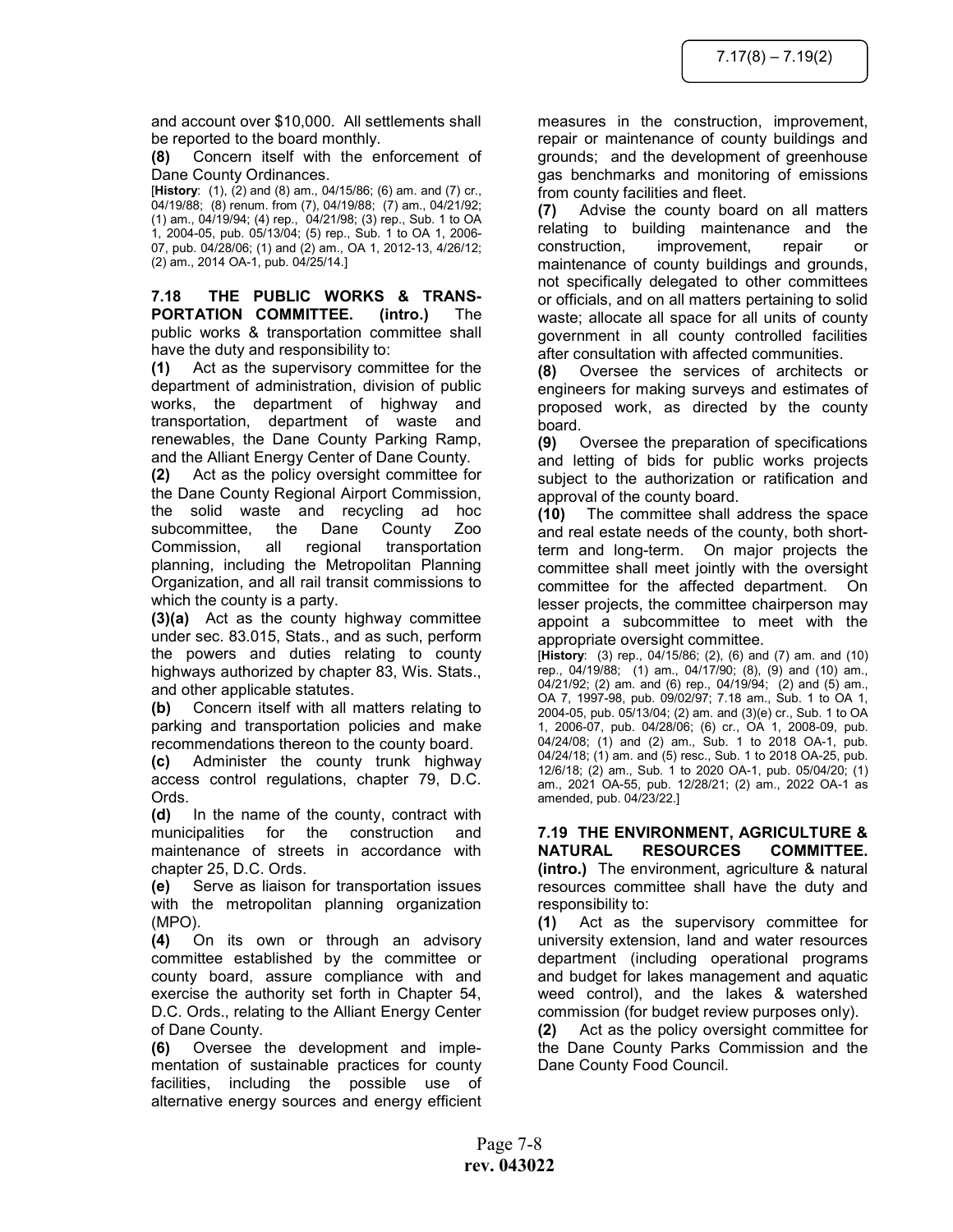and account over $10,000. All settlements shall be reported to the board monthly.

**(8)** Concern itself with the enforcement of Dane County Ordinances.

[**History**: (1), (2) and (8) am., 04/15/86; (6) am. and (7) cr., 04/19/88; (8) renum. from (7), 04/19/88; (7) am., 04/21/92; (1) am., 04/19/94; (4) rep., 04/21/98; (3) rep., Sub. 1 to OA 1, 2004-05, pub. 05/13/04; (5) rep., Sub. 1 to OA 1, 2006-07, pub. 04/28/06; (1) and (2) am., OA 1, 2012-13, 4/26/12; (2) am., 2014 OA-1, pub. 04/25/14.]

**7.18 THE PUBLIC WORKS & TRANSPORTATION COMMITTEE. (intro.)** The public works & transportation committee shall have the duty and responsibility to:

**(1)** Act as the supervisory committee for the department of administration, division of public works, the department of highway and transportation, department of waste and renewables, the Dane County Parking Ramp, and the Alliant Energy Center of Dane County.

**(2)** Act as the policy oversight committee for the Dane County Regional Airport Commission, the solid waste and recycling ad hoc subcommittee, the Dane County Zoo Commission, all regional transportation planning, including the Metropolitan Planning Organization, and all rail transit commissions to which the county is a party.

**(3)(a)** Act as the county highway committee under sec. 83.015, Stats., and as such, perform the powers and duties relating to county highways authorized by chapter 83, Wis. Stats., and other applicable statutes.

**(b)** Concern itself with all matters relating to parking and transportation policies and make recommendations thereon to the county board.

**(c)** Administer the county trunk highway access control regulations, chapter 79, D.C. Ords.

**(d)** In the name of the county, contract with municipalities for the construction and maintenance of streets in accordance with chapter 25, D.C. Ords.

**(e)** Serve as liaison for transportation issues with the metropolitan planning organization (MPO).

**(4)** On its own or through an advisory committee established by the committee or county board, assure compliance with and exercise the authority set forth in Chapter 54, D.C. Ords., relating to the Alliant Energy Center of Dane County.

**(6)** Oversee the development and implementation of sustainable practices for county facilities, including the possible use of alternative energy sources and energy efficient measures in the construction, improvement, repair or maintenance of county buildings and grounds; and the development of greenhouse gas benchmarks and monitoring of emissions from county facilities and fleet.

**(7)** Advise the county board on all matters relating to building maintenance and the construction, improvement, repair or maintenance of county buildings and grounds, not specifically delegated to other committees or officials, and on all matters pertaining to solid waste; allocate all space for all units of county government in all county controlled facilities after consultation with affected communities.

**(8)** Oversee the services of architects or engineers for making surveys and estimates of proposed work, as directed by the county board.

**(9)** Oversee the preparation of specifications and letting of bids for public works projects subject to the authorization or ratification and approval of the county board.

**(10)** The committee shall address the space and real estate needs of the county, both short-term and long-term. On major projects the committee shall meet jointly with the oversight committee for the affected department. On lesser projects, the committee chairperson may appoint a subcommittee to meet with the appropriate oversight committee.

[**History**: (3) rep., 04/15/86; (2), (6) and (7) am. and (10) rep., 04/19/88; (1) am., 04/17/90; (8), (9) and (10) am., 04/21/92; (2) am. and (6) rep., 04/19/94; (2) and (5) am., OA 7, 1997-98, pub. 09/02/97; 7.18 am., Sub. 1 to OA 1, 2004-05, pub. 05/13/04; (2) am. and (3)(e) cr., Sub. 1 to OA 1, 2006-07, pub. 04/28/06; (6) cr., OA 1, 2008-09, pub. 04/24/08; (1) and (2) am., Sub. 1 to 2018 OA-1, pub. 04/24/18; (1) am. and (5) resc., Sub. 1 to 2018 OA-25, pub. 12/6/18; (2) am., Sub. 1 to 2020 OA-1, pub. 05/04/20; (1) am., 2021 OA-55, pub. 12/28/21; (2) am., 2022 OA-1 as amended, pub. 04/23/22.]

**7.19 THE ENVIRONMENT, AGRICULTURE & NATURAL RESOURCES COMMITTEE. (intro.)** The environment, agriculture & natural resources committee shall have the duty and responsibility to:

**(1)** Act as the supervisory committee for university extension, land and water resources department (including operational programs and budget for lakes management and aquatic weed control), and the lakes & watershed commission (for budget review purposes only).

**(2)** Act as the policy oversight committee for the Dane County Parks Commission and the Dane County Food Council.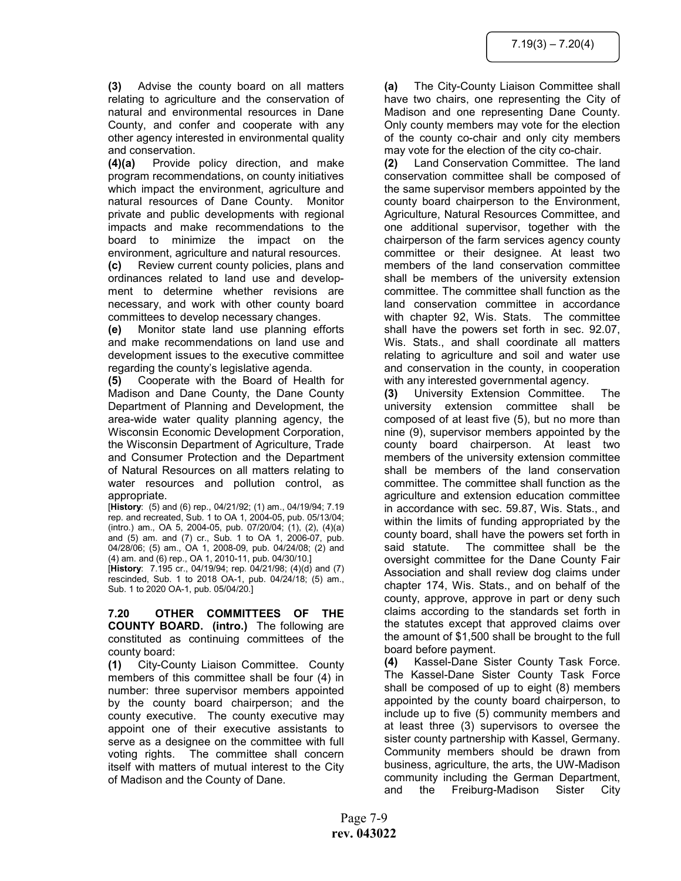**(3)** Advise the county board on all matters relating to agriculture and the conservation of natural and environmental resources in Dane County, and confer and cooperate with any other agency interested in environmental quality and conservation.

**(4)(a)** Provide policy direction, and make program recommendations, on county initiatives which impact the environment, agriculture and natural resources of Dane County. Monitor private and public developments with regional impacts and make recommendations to the board to minimize the impact on the environment, agriculture and natural resources.

**(c)** Review current county policies, plans and ordinances related to land use and development to determine whether revisions are necessary, and work with other county board committees to develop necessary changes.

**(e)** Monitor state land use planning efforts and make recommendations on land use and development issues to the executive committee regarding the county's legislative agenda.

**(5)** Cooperate with the Board of Health for Madison and Dane County, the Dane County Department of Planning and Development, the area-wide water quality planning agency, the Wisconsin Economic Development Corporation, the Wisconsin Department of Agriculture, Trade and Consumer Protection and the Department of Natural Resources on all matters relating to water resources and pollution control, as appropriate.

[**History**: (5) and (6) rep., 04/21/92; (1) am., 04/19/94; 7.19 rep. and recreated, Sub. 1 to OA 1, 2004-05, pub. 05/13/04; (intro.) am., OA 5, 2004-05, pub. 07/20/04; (1), (2), (4)(a) and (5) am. and (7) cr., Sub. 1 to OA 1, 2006-07, pub. 04/28/06; (5) am., OA 1, 2008-09, pub. 04/24/08; (2) and (4) am. and (6) rep., OA 1, 2010-11, pub. 04/30/10.]

[**History**: 7.195 cr., 04/19/94; rep. 04/21/98; (4)(d) and (7) rescinded, Sub. 1 to 2018 OA-1, pub. 04/24/18; (5) am., Sub. 1 to 2020 OA-1, pub. 05/04/20.]

**7.20 OTHER COMMITTEES OF THE COUNTY BOARD. (intro.)** The following are constituted as continuing committees of the county board:

**(1)** City-County Liaison Committee. County members of this committee shall be four (4) in number: three supervisor members appointed by the county board chairperson; and the county executive. The county executive may appoint one of their executive assistants to serve as a designee on the committee with full voting rights. The committee shall concern itself with matters of mutual interest to the City of Madison and the County of Dane.

**(a)** The City-County Liaison Committee shall have two chairs, one representing the City of Madison and one representing Dane County. Only county members may vote for the election of the county co-chair and only city members may vote for the election of the city co-chair.

**(2)** Land Conservation Committee. The land conservation committee shall be composed of the same supervisor members appointed by the county board chairperson to the Environment, Agriculture, Natural Resources Committee, and one additional supervisor, together with the chairperson of the farm services agency county committee or their designee. At least two members of the land conservation committee shall be members of the university extension committee. The committee shall function as the land conservation committee in accordance with chapter 92, Wis. Stats. The committee shall have the powers set forth in sec. 92.07, Wis. Stats., and shall coordinate all matters relating to agriculture and soil and water use and conservation in the county, in cooperation with any interested governmental agency.

**(3)** University Extension Committee. The university extension committee shall be composed of at least five (5), but no more than nine (9), supervisor members appointed by the county board chairperson. At least two members of the university extension committee shall be members of the land conservation committee. The committee shall function as the agriculture and extension education committee in accordance with sec. 59.87, Wis. Stats., and within the limits of funding appropriated by the county board, shall have the powers set forth in said statute. The committee shall be the oversight committee for the Dane County Fair Association and shall review dog claims under chapter 174, Wis. Stats., and on behalf of the county, approve, approve in part or deny such claims according to the standards set forth in the statutes except that approved claims over the amount of $1,500 shall be brought to the full board before payment.

**(4)** Kassel-Dane Sister County Task Force. The Kassel-Dane Sister County Task Force shall be composed of up to eight (8) members appointed by the county board chairperson, to include up to five (5) community members and at least three (3) supervisors to oversee the sister county partnership with Kassel, Germany. Community members should be drawn from business, agriculture, the arts, the UW-Madison community including the German Department, and the Freiburg-Madison Sister City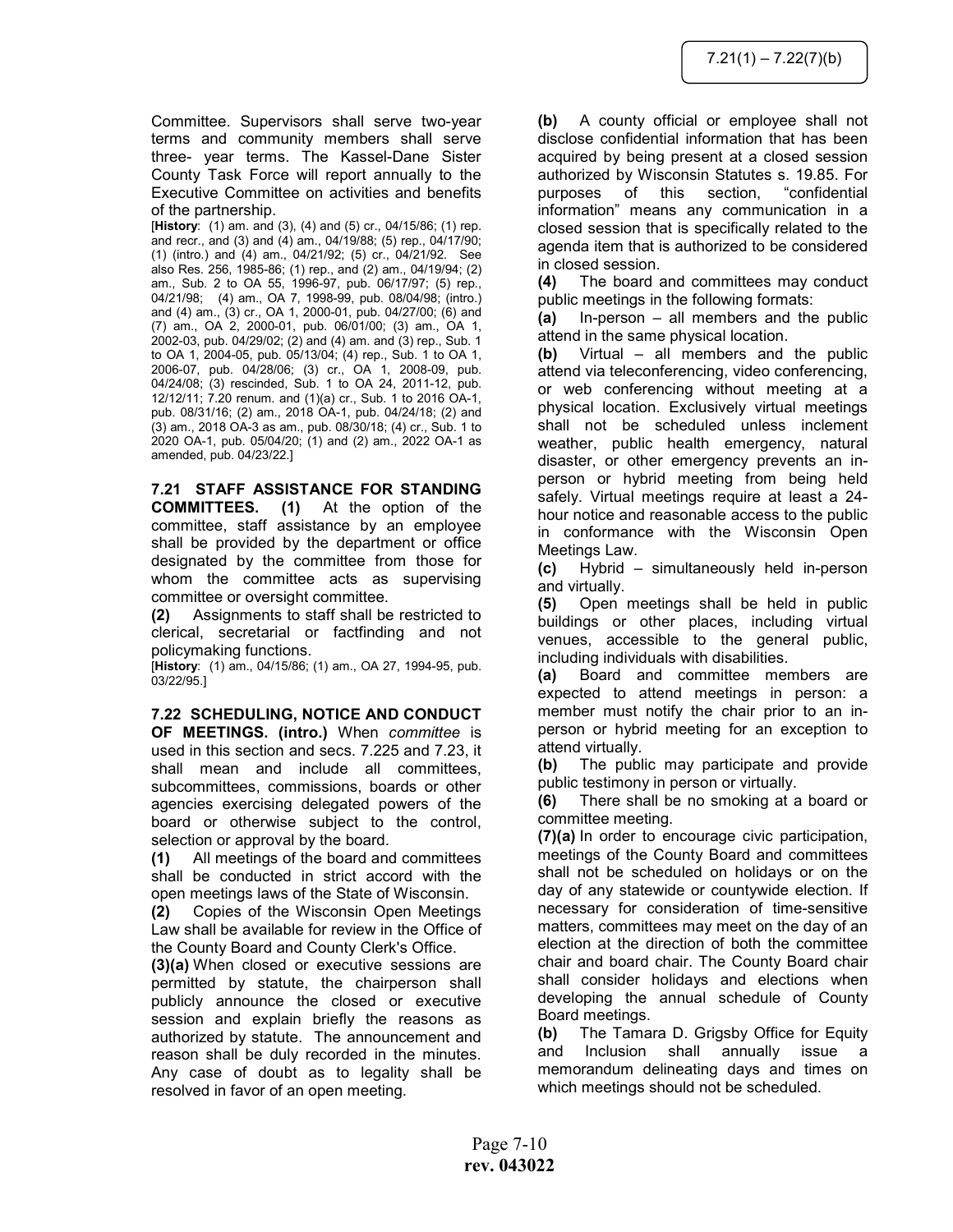Committee. Supervisors shall serve two-year terms and community members shall serve three- year terms. The Kassel-Dane Sister County Task Force will report annually to the Executive Committee on activities and benefits of the partnership.

[**History**: (1) am. and (3), (4) and (5) cr., 04/15/86; (1) rep. and recr., and (3) and (4) am., 04/19/88; (5) rep., 04/17/90; (1) (intro.) and (4) am., 04/21/92; (5) cr., 04/21/92. See also Res. 256, 1985-86; (1) rep., and (2) am., 04/19/94; (2) am., Sub. 2 to OA 55, 1996-97, pub. 06/17/97; (5) rep., 04/21/98; (4) am., OA 7, 1998-99, pub. 08/04/98; (intro.) and (4) am., (3) cr., OA 1, 2000-01, pub. 04/27/00; (6) and (7) am., OA 2, 2000-01, pub. 06/01/00; (3) am., OA 1, 2002-03, pub. 04/29/02; (2) and (4) am. and (3) rep., Sub. 1 to OA 1, 2004-05, pub. 05/13/04; (4) rep., Sub. 1 to OA 1, 2006-07, pub. 04/28/06; (3) cr., OA 1, 2008-09, pub. 04/24/08; (3) rescinded, Sub. 1 to OA 24, 2011-12, pub. 12/12/11; 7.20 renum. and (1)(a) cr., Sub. 1 to 2016 OA-1, pub. 08/31/16; (2) am., 2018 OA-1, pub. 04/24/18; (2) and (3) am., 2018 OA-3 as am., pub. 08/30/18; (4) cr., Sub. 1 to 2020 OA-1, pub. 05/04/20; (1) and (2) am., 2022 OA-1 as amended, pub. 04/23/22.]

**7.21 STAFF ASSISTANCE FOR STANDING COMMITTEES. (1)** At the option of the committee, staff assistance by an employee shall be provided by the department or office designated by the committee from those for whom the committee acts as supervising committee or oversight committee.

**(2)** Assignments to staff shall be restricted to clerical, secretarial or factfinding and not policymaking functions.

[**History**: (1) am., 04/15/86; (1) am., OA 27, 1994-95, pub. 03/22/95.]

**7.22 SCHEDULING, NOTICE AND CONDUCT OF MEETINGS. (intro.)** When *committee* is used in this section and secs. 7.225 and 7.23, it shall mean and include all committees, subcommittees, commissions, boards or other agencies exercising delegated powers of the board or otherwise subject to the control, selection or approval by the board.

**(1)** All meetings of the board and committees shall be conducted in strict accord with the open meetings laws of the State of Wisconsin.

**(2)** Copies of the Wisconsin Open Meetings Law shall be available for review in the Office of the County Board and County Clerk's Office.

**(3)(a)** When closed or executive sessions are permitted by statute, the chairperson shall publicly announce the closed or executive session and explain briefly the reasons as authorized by statute. The announcement and reason shall be duly recorded in the minutes. Any case of doubt as to legality shall be resolved in favor of an open meeting.

**(b)** A county official or employee shall not disclose confidential information that has been acquired by being present at a closed session authorized by Wisconsin Statutes s. 19.85. For purposes of this section, "confidential information" means any communication in a closed session that is specifically related to the agenda item that is authorized to be considered in closed session.

**(4)** The board and committees may conduct public meetings in the following formats:

**(a)** In-person – all members and the public attend in the same physical location.

**(b)** Virtual – all members and the public attend via teleconferencing, video conferencing, or web conferencing without meeting at a physical location. Exclusively virtual meetings shall not be scheduled unless inclement weather, public health emergency, natural disaster, or other emergency prevents an in-person or hybrid meeting from being held safely. Virtual meetings require at least a 24-hour notice and reasonable access to the public in conformance with the Wisconsin Open Meetings Law.

**(c)** Hybrid – simultaneously held in-person and virtually.

**(5)** Open meetings shall be held in public buildings or other places, including virtual venues, accessible to the general public, including individuals with disabilities.

**(a)** Board and committee members are expected to attend meetings in person: a member must notify the chair prior to an in-person or hybrid meeting for an exception to attend virtually.

**(b)** The public may participate and provide public testimony in person or virtually.

**(6)** There shall be no smoking at a board or committee meeting.

**(7)(a)** In order to encourage civic participation, meetings of the County Board and committees shall not be scheduled on holidays or on the day of any statewide or countywide election. If necessary for consideration of time-sensitive matters, committees may meet on the day of an election at the direction of both the committee chair and board chair. The County Board chair shall consider holidays and elections when developing the annual schedule of County Board meetings.

**(b)** The Tamara D. Grigsby Office for Equity and Inclusion shall annually issue a memorandum delineating days and times on which meetings should not be scheduled.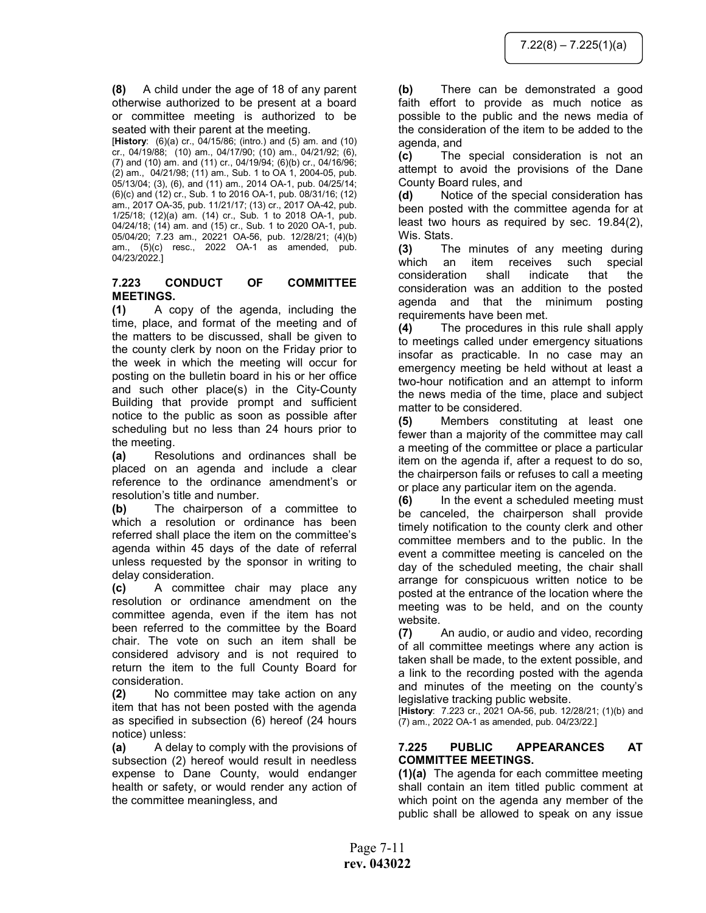**(8)** A child under the age of 18 of any parent otherwise authorized to be present at a board or committee meeting is authorized to be seated with their parent at the meeting.

[**History**: (6)(a) cr., 04/15/86; (intro.) and (5) am. and (10) cr., 04/19/88; (10) am., 04/17/90; (10) am., 04/21/92; (6), (7) and (10) am. and (11) cr., 04/19/94; (6)(b) cr., 04/16/96; (2) am., 04/21/98; (11) am., Sub. 1 to OA 1, 2004-05, pub. 05/13/04; (3), (6), and (11) am., 2014 OA-1, pub. 04/25/14; (6)(c) and (12) cr., Sub. 1 to 2016 OA-1, pub. 08/31/16; (12) am., 2017 OA-35, pub. 11/21/17; (13) cr., 2017 OA-42, pub. 1/25/18; (12)(a) am. (14) cr., Sub. 1 to 2018 OA-1, pub. 04/24/18; (14) am. and (15) cr., Sub. 1 to 2020 OA-1, pub. 05/04/20; 7.23 am., 20221 OA-56, pub. 12/28/21; (4)(b) am., (5)(c) resc., 2022 OA-1 as amended, pub. 04/23/2022.]

## 7.223 CONDUCT OF COMMITTEE MEETINGS.

**(1)** A copy of the agenda, including the time, place, and format of the meeting and of the matters to be discussed, shall be given to the county clerk by noon on the Friday prior to the week in which the meeting will occur for posting on the bulletin board in his or her office and such other place(s) in the City-County Building that provide prompt and sufficient notice to the public as soon as possible after scheduling but no less than 24 hours prior to the meeting.

**(a)** Resolutions and ordinances shall be placed on an agenda and include a clear reference to the ordinance amendment's or resolution's title and number.

**(b)** The chairperson of a committee to which a resolution or ordinance has been referred shall place the item on the committee's agenda within 45 days of the date of referral unless requested by the sponsor in writing to delay consideration.

**(c)** A committee chair may place any resolution or ordinance amendment on the committee agenda, even if the item has not been referred to the committee by the Board chair. The vote on such an item shall be considered advisory and is not required to return the item to the full County Board for consideration.

**(2)** No committee may take action on any item that has not been posted with the agenda as specified in subsection (6) hereof (24 hours notice) unless:

**(a)** A delay to comply with the provisions of subsection (2) hereof would result in needless expense to Dane County, would endanger health or safety, or would render any action of the committee meaningless, and

**(b)** There can be demonstrated a good faith effort to provide as much notice as possible to the public and the news media of the consideration of the item to be added to the agenda, and

**(c)** The special consideration is not an attempt to avoid the provisions of the Dane County Board rules, and

**(d)** Notice of the special consideration has been posted with the committee agenda for at least two hours as required by sec. 19.84(2), Wis. Stats.

**(3)** The minutes of any meeting during which an item receives such special consideration shall indicate that the consideration was an addition to the posted agenda and that the minimum posting requirements have been met.

**(4)** The procedures in this rule shall apply to meetings called under emergency situations insofar as practicable. In no case may an emergency meeting be held without at least a two-hour notification and an attempt to inform the news media of the time, place and subject matter to be considered.

**(5)** Members constituting at least one fewer than a majority of the committee may call a meeting of the committee or place a particular item on the agenda if, after a request to do so, the chairperson fails or refuses to call a meeting or place any particular item on the agenda.

**(6)** In the event a scheduled meeting must be canceled, the chairperson shall provide timely notification to the county clerk and other committee members and to the public. In the event a committee meeting is canceled on the day of the scheduled meeting, the chair shall arrange for conspicuous written notice to be posted at the entrance of the location where the meeting was to be held, and on the county website.

**(7)** An audio, or audio and video, recording of all committee meetings where any action is taken shall be made, to the extent possible, and a link to the recording posted with the agenda and minutes of the meeting on the county's legislative tracking public website.

[**History**: 7.223 cr., 2021 OA-56, pub. 12/28/21; (1)(b) and (7) am., 2022 OA-1 as amended, pub. 04/23/22.]

## 7.225 PUBLIC APPEARANCES AT COMMITTEE MEETINGS.

**(1)(a)** The agenda for each committee meeting shall contain an item titled public comment at which point on the agenda any member of the public shall be allowed to speak on any issue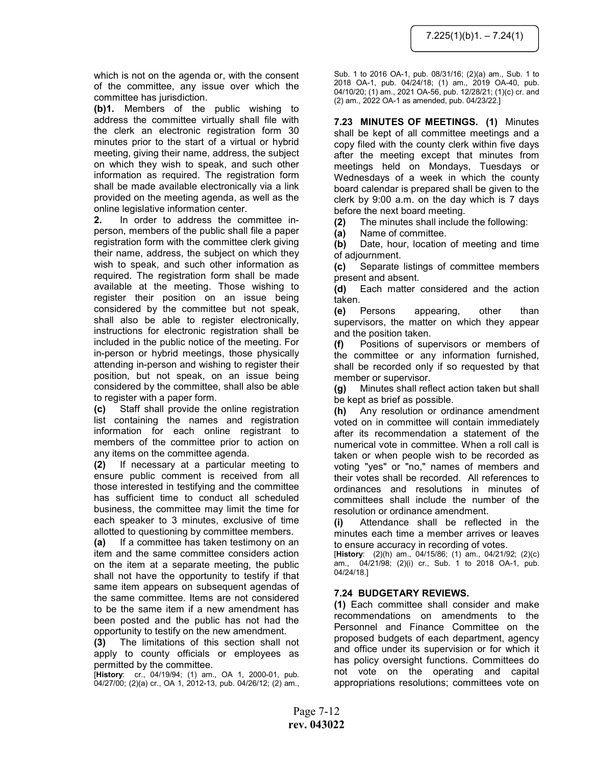which is not on the agenda or, with the consent of the committee, any issue over which the committee has jurisdiction.

**(b)1.** Members of the public wishing to address the committee virtually shall file with the clerk an electronic registration form 30 minutes prior to the start of a virtual or hybrid meeting, giving their name, address, the subject on which they wish to speak, and such other information as required. The registration form shall be made available electronically via a link provided on the meeting agenda, as well as the online legislative information center.

**2.** In order to address the committee in-person, members of the public shall file a paper registration form with the committee clerk giving their name, address, the subject on which they wish to speak, and such other information as required. The registration form shall be made available at the meeting. Those wishing to register their position on an issue being considered by the committee but not speak, shall also be able to register electronically, instructions for electronic registration shall be included in the public notice of the meeting. For in-person or hybrid meetings, those physically attending in-person and wishing to register their position, but not speak, on an issue being considered by the committee, shall also be able to register with a paper form.

**(c)** Staff shall provide the online registration list containing the names and registration information for each online registrant to members of the committee prior to action on any items on the committee agenda.

**(2)** If necessary at a particular meeting to ensure public comment is received from all those interested in testifying and the committee has sufficient time to conduct all scheduled business, the committee may limit the time for each speaker to 3 minutes, exclusive of time allotted to questioning by committee members.

**(a)** If a committee has taken testimony on an item and the same committee considers action on the item at a separate meeting, the public shall not have the opportunity to testify if that same item appears on subsequent agendas of the same committee. Items are not considered to be the same item if a new amendment has been posted and the public has not had the opportunity to testify on the new amendment.

**(3)** The limitations of this section shall not apply to county officials or employees as permitted by the committee.

[**History**: cr., 04/19/94; (1) am., OA 1, 2000-01, pub. 04/27/00; (2)(a) cr., OA 1, 2012-13, pub. 04/26/12; (2) am., Sub. 1 to 2016 OA-1, pub. 08/31/16; (2)(a) am., Sub. 1 to 2018 OA-1, pub. 04/24/18; (1) am., 2019 OA-40, pub. 04/10/20; (1) am., 2021 OA-56, pub. 12/28/21; (1)(c) cr. and (2) am., 2022 OA-1 as amended, pub. 04/23/22.]

**7.23 MINUTES OF MEETINGS. (1)** Minutes shall be kept of all committee meetings and a copy filed with the county clerk within five days after the meeting except that minutes from meetings held on Mondays, Tuesdays or Wednesdays of a week in which the county board calendar is prepared shall be given to the clerk by 9:00 a.m. on the day which is 7 days before the next board meeting.

**(2)** The minutes shall include the following:

**(a)** Name of committee.

**(b)** Date, hour, location of meeting and time of adjournment.

**(c)** Separate listings of committee members present and absent.

**(d)** Each matter considered and the action taken.

**(e)** Persons appearing, other than supervisors, the matter on which they appear and the position taken.

**(f)** Positions of supervisors or members of the committee or any information furnished, shall be recorded only if so requested by that member or supervisor.

**(g)** Minutes shall reflect action taken but shall be kept as brief as possible.

**(h)** Any resolution or ordinance amendment voted on in committee will contain immediately after its recommendation a statement of the numerical vote in committee. When a roll call is taken or when people wish to be recorded as voting "yes" or "no," names of members and their votes shall be recorded. All references to ordinances and resolutions in minutes of committees shall include the number of the resolution or ordinance amendment.

**(i)** Attendance shall be reflected in the minutes each time a member arrives or leaves to ensure accuracy in recording of votes.

[**History**: (2)(h) am., 04/15/86; (1) am., 04/21/92; (2)(c) am., 04/21/98; (2)(i) cr., Sub. 1 to 2018 OA-1, pub. 04/24/18.]

**7.24 BUDGETARY REVIEWS.**

**(1)** Each committee shall consider and make recommendations on amendments to the Personnel and Finance Committee on the proposed budgets of each department, agency and office under its supervision or for which it has policy oversight functions. Committees do not vote on the operating and capital appropriations resolutions; committees vote on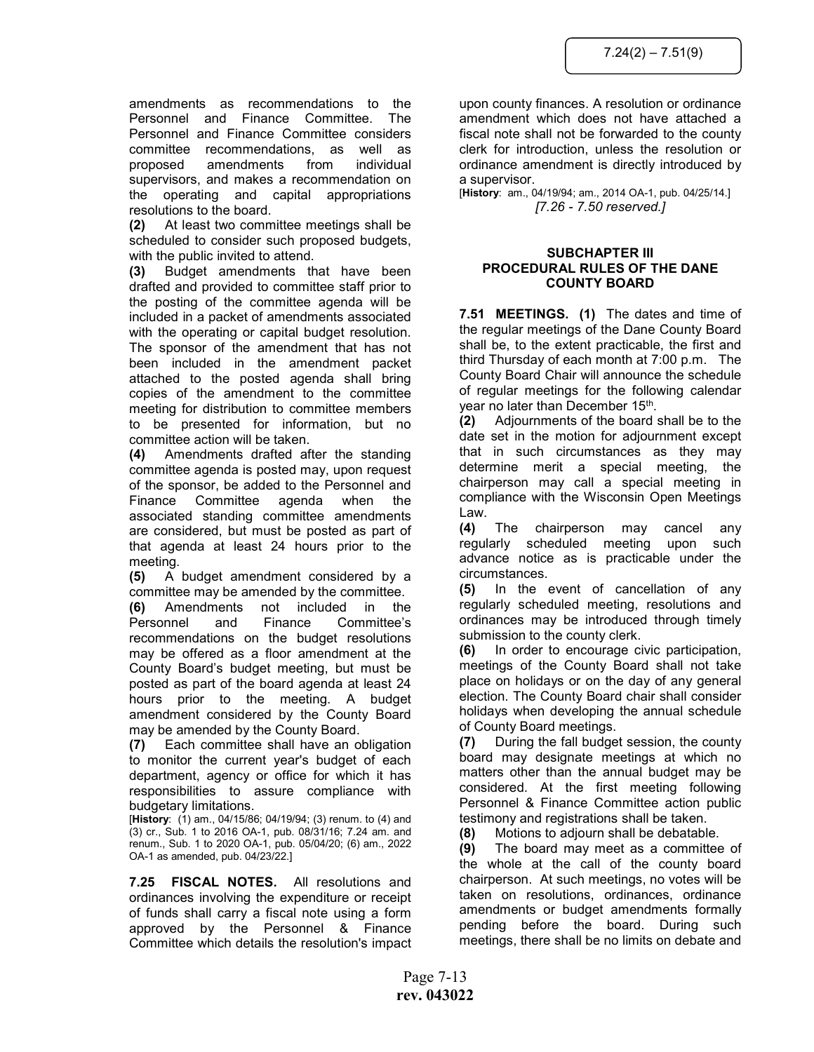amendments as recommendations to the Personnel and Finance Committee. The Personnel and Finance Committee considers committee recommendations, as well as proposed amendments from individual supervisors, and makes a recommendation on the operating and capital appropriations resolutions to the board.

**(2)** At least two committee meetings shall be scheduled to consider such proposed budgets, with the public invited to attend.

**(3)** Budget amendments that have been drafted and provided to committee staff prior to the posting of the committee agenda will be included in a packet of amendments associated with the operating or capital budget resolution. The sponsor of the amendment that has not been included in the amendment packet attached to the posted agenda shall bring copies of the amendment to the committee meeting for distribution to committee members to be presented for information, but no committee action will be taken.

**(4)** Amendments drafted after the standing committee agenda is posted may, upon request of the sponsor, be added to the Personnel and Finance Committee agenda when the associated standing committee amendments are considered, but must be posted as part of that agenda at least 24 hours prior to the meeting.

**(5)** A budget amendment considered by a committee may be amended by the committee.

**(6)** Amendments not included in the Personnel and Finance Committee's recommendations on the budget resolutions may be offered as a floor amendment at the County Board's budget meeting, but must be posted as part of the board agenda at least 24 hours prior to the meeting. A budget amendment considered by the County Board may be amended by the County Board.

**(7)** Each committee shall have an obligation to monitor the current year's budget of each department, agency or office for which it has responsibilities to assure compliance with budgetary limitations.

[**History**: (1) am., 04/15/86; 04/19/94; (3) renum. to (4) and (3) cr., Sub. 1 to 2016 OA-1, pub. 08/31/16; 7.24 am. and renum., Sub. 1 to 2020 OA-1, pub. 05/04/20; (6) am., 2022 OA-1 as amended, pub. 04/23/22.]

**7.25 FISCAL NOTES.** All resolutions and ordinances involving the expenditure or receipt of funds shall carry a fiscal note using a form approved by the Personnel & Finance Committee which details the resolution's impact upon county finances. A resolution or ordinance amendment which does not have attached a fiscal note shall not be forwarded to the county clerk for introduction, unless the resolution or ordinance amendment is directly introduced by a supervisor.

[**History**: am., 04/19/94; am., 2014 OA-1, pub. 04/25/14.]

*[7.26 - 7.50 reserved.]*

## SUBCHAPTER III
## PROCEDURAL RULES OF THE DANE COUNTY BOARD

**7.51 MEETINGS. (1)** The dates and time of the regular meetings of the Dane County Board shall be, to the extent practicable, the first and third Thursday of each month at 7:00 p.m. The County Board Chair will announce the schedule of regular meetings for the following calendar year no later than December 15th.

**(2)** Adjournments of the board shall be to the date set in the motion for adjournment except that in such circumstances as they may determine merit a special meeting, the chairperson may call a special meeting in compliance with the Wisconsin Open Meetings Law.

**(4)** The chairperson may cancel any regularly scheduled meeting upon such advance notice as is practicable under the circumstances.

**(5)** In the event of cancellation of any regularly scheduled meeting, resolutions and ordinances may be introduced through timely submission to the county clerk.

**(6)** In order to encourage civic participation, meetings of the County Board shall not take place on holidays or on the day of any general election. The County Board chair shall consider holidays when developing the annual schedule of County Board meetings.

**(7)** During the fall budget session, the county board may designate meetings at which no matters other than the annual budget may be considered. At the first meeting following Personnel & Finance Committee action public testimony and registrations shall be taken.

**(8)** Motions to adjourn shall be debatable.

**(9)** The board may meet as a committee of the whole at the call of the county board chairperson. At such meetings, no votes will be taken on resolutions, ordinances, ordinance amendments or budget amendments formally pending before the board. During such meetings, there shall be no limits on debate and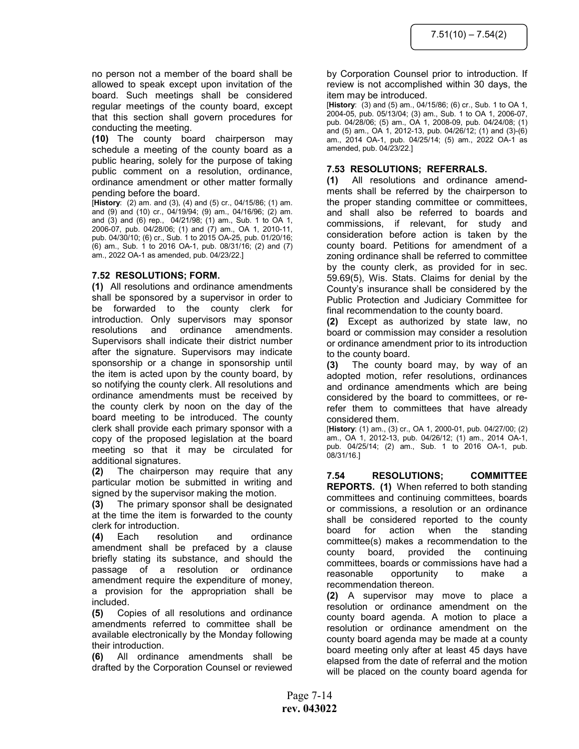no person not a member of the board shall be allowed to speak except upon invitation of the board. Such meetings shall be considered regular meetings of the county board, except that this section shall govern procedures for conducting the meeting.

**(10)** The county board chairperson may schedule a meeting of the county board as a public hearing, solely for the purpose of taking public comment on a resolution, ordinance, ordinance amendment or other matter formally pending before the board.

[**History**: (2) am. and (3), (4) and (5) cr., 04/15/86; (1) am. and (9) and (10) cr., 04/19/94; (9) am., 04/16/96; (2) am. and (3) and (6) rep., 04/21/98; (1) am., Sub. 1 to OA 1, 2006-07, pub. 04/28/06; (1) and (7) am., OA 1, 2010-11, pub. 04/30/10; (6) cr., Sub. 1 to 2015 OA-25, pub. 01/20/16; (6) am., Sub. 1 to 2016 OA-1, pub. 08/31/16; (2) and (7) am., 2022 OA-1 as amended, pub. 04/23/22.]

### 7.52 RESOLUTIONS; FORM.

**(1)** All resolutions and ordinance amendments shall be sponsored by a supervisor in order to be forwarded to the county clerk for introduction. Only supervisors may sponsor resolutions and ordinance amendments. Supervisors shall indicate their district number after the signature. Supervisors may indicate sponsorship or a change in sponsorship until the item is acted upon by the county board, by so notifying the county clerk. All resolutions and ordinance amendments must be received by the county clerk by noon on the day of the board meeting to be introduced. The county clerk shall provide each primary sponsor with a copy of the proposed legislation at the board meeting so that it may be circulated for additional signatures.

**(2)** The chairperson may require that any particular motion be submitted in writing and signed by the supervisor making the motion.

**(3)** The primary sponsor shall be designated at the time the item is forwarded to the county clerk for introduction.

**(4)** Each resolution and ordinance amendment shall be prefaced by a clause briefly stating its substance, and should the passage of a resolution or ordinance amendment require the expenditure of money, a provision for the appropriation shall be included.

**(5)** Copies of all resolutions and ordinance amendments referred to committee shall be available electronically by the Monday following their introduction.

**(6)** All ordinance amendments shall be drafted by the Corporation Counsel or reviewed by Corporation Counsel prior to introduction. If review is not accomplished within 30 days, the item may be introduced.

[**History**: (3) and (5) am., 04/15/86; (6) cr., Sub. 1 to OA 1, 2004-05, pub. 05/13/04; (3) am., Sub. 1 to OA 1, 2006-07, pub. 04/28/06; (5) am., OA 1, 2008-09, pub. 04/24/08; (1) and (5) am., OA 1, 2012-13, pub. 04/26/12; (1) and (3)-(6) am., 2014 OA-1, pub. 04/25/14; (5) am., 2022 OA-1 as amended, pub. 04/23/22.]

### 7.53 RESOLUTIONS; REFERRALS.

**(1)** All resolutions and ordinance amendments shall be referred by the chairperson to the proper standing committee or committees, and shall also be referred to boards and commissions, if relevant, for study and consideration before action is taken by the county board. Petitions for amendment of a zoning ordinance shall be referred to committee by the county clerk, as provided for in sec. 59.69(5), Wis. Stats. Claims for denial by the County's insurance shall be considered by the Public Protection and Judiciary Committee for final recommendation to the county board.

**(2)** Except as authorized by state law, no board or commission may consider a resolution or ordinance amendment prior to its introduction to the county board.

**(3)** The county board may, by way of an adopted motion, refer resolutions, ordinances and ordinance amendments which are being considered by the board to committees, or re-refer them to committees that have already considered them.

[**History**: (1) am., (3) cr., OA 1, 2000-01, pub. 04/27/00; (2) am., OA 1, 2012-13, pub. 04/26/12; (1) am., 2014 OA-1, pub. 04/25/14; (2) am., Sub. 1 to 2016 OA-1, pub. 08/31/16.]

### 7.54 RESOLUTIONS; COMMITTEE REPORTS.

**(1)** When referred to both standing committees and continuing committees, boards or commissions, a resolution or an ordinance shall be considered reported to the county board for action when the standing committee(s) makes a recommendation to the county board, provided the continuing committees, boards or commissions have had a reasonable opportunity to make a recommendation thereon.

**(2)** A supervisor may move to place a resolution or ordinance amendment on the county board agenda. A motion to place a resolution or ordinance amendment on the county board agenda may be made at a county board meeting only after at least 45 days have elapsed from the date of referral and the motion will be placed on the county board agenda for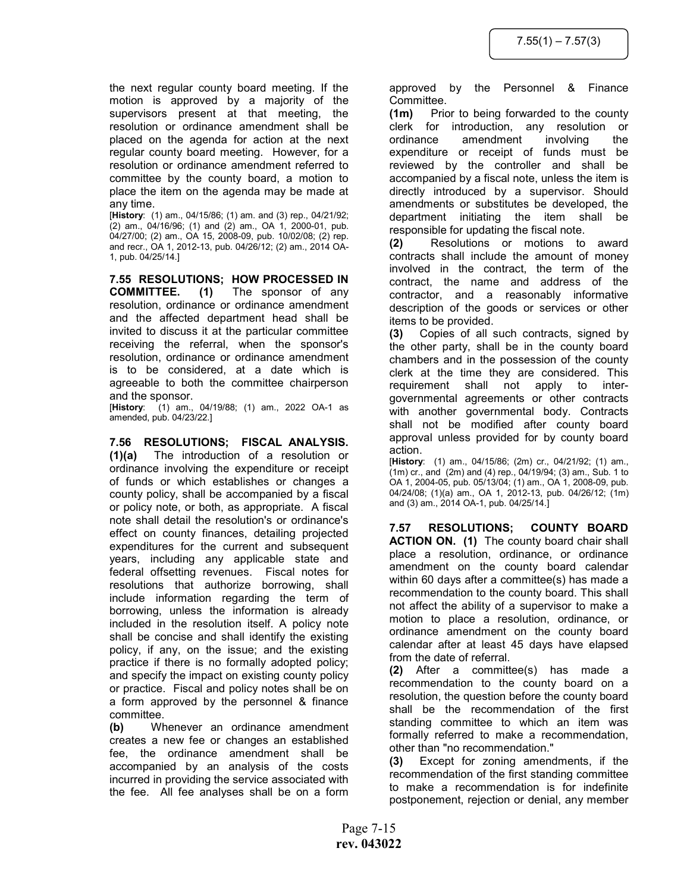the next regular county board meeting. If the motion is approved by a majority of the supervisors present at that meeting, the resolution or ordinance amendment shall be placed on the agenda for action at the next regular county board meeting. However, for a resolution or ordinance amendment referred to committee by the county board, a motion to place the item on the agenda may be made at any time.

[**History**: (1) am., 04/15/86; (1) am. and (3) rep., 04/21/92; (2) am., 04/16/96; (1) and (2) am., OA 1, 2000-01, pub. 04/27/00; (2) am., OA 15, 2008-09, pub. 10/02/08; (2) rep. and recr., OA 1, 2012-13, pub. 04/26/12; (2) am., 2014 OA-1, pub. 04/25/14.]

**7.55 RESOLUTIONS; HOW PROCESSED IN COMMITTEE. (1)** The sponsor of any resolution, ordinance or ordinance amendment and the affected department head shall be invited to discuss it at the particular committee receiving the referral, when the sponsor's resolution, ordinance or ordinance amendment is to be considered, at a date which is agreeable to both the committee chairperson and the sponsor.

[**History**: (1) am., 04/19/88; (1) am., 2022 OA-1 as amended, pub. 04/23/22.]

**7.56 RESOLUTIONS; FISCAL ANALYSIS. (1)(a)** The introduction of a resolution or ordinance involving the expenditure or receipt of funds or which establishes or changes a county policy, shall be accompanied by a fiscal or policy note, or both, as appropriate. A fiscal note shall detail the resolution's or ordinance's effect on county finances, detailing projected expenditures for the current and subsequent years, including any applicable state and federal offsetting revenues. Fiscal notes for resolutions that authorize borrowing, shall include information regarding the term of borrowing, unless the information is already included in the resolution itself. A policy note shall be concise and shall identify the existing policy, if any, on the issue; and the existing practice if there is no formally adopted policy; and specify the impact on existing county policy or practice. Fiscal and policy notes shall be on a form approved by the personnel & finance committee.

**(b)** Whenever an ordinance amendment creates a new fee or changes an established fee, the ordinance amendment shall be accompanied by an analysis of the costs incurred in providing the service associated with the fee. All fee analyses shall be on a form approved by the Personnel & Finance Committee.

**(1m)** Prior to being forwarded to the county clerk for introduction, any resolution or ordinance amendment involving the expenditure or receipt of funds must be reviewed by the controller and shall be accompanied by a fiscal note, unless the item is directly introduced by a supervisor. Should amendments or substitutes be developed, the department initiating the item shall be responsible for updating the fiscal note.

**(2)** Resolutions or motions to award contracts shall include the amount of money involved in the contract, the term of the contract, the name and address of the contractor, and a reasonably informative description of the goods or services or other items to be provided.

**(3)** Copies of all such contracts, signed by the other party, shall be in the county board chambers and in the possession of the county clerk at the time they are considered. This requirement shall not apply to intergovernmental agreements or other contracts with another governmental body. Contracts shall not be modified after county board approval unless provided for by county board action.

[**History**: (1) am., 04/15/86; (2m) cr., 04/21/92; (1) am., (1m) cr., and (2m) and (4) rep., 04/19/94; (3) am., Sub. 1 to OA 1, 2004-05, pub. 05/13/04; (1) am., OA 1, 2008-09, pub. 04/24/08; (1)(a) am., OA 1, 2012-13, pub. 04/26/12; (1m) and (3) am., 2014 OA-1, pub. 04/25/14.]

**7.57 RESOLUTIONS; COUNTY BOARD ACTION ON. (1)** The county board chair shall place a resolution, ordinance, or ordinance amendment on the county board calendar within 60 days after a committee(s) has made a recommendation to the county board. This shall not affect the ability of a supervisor to make a motion to place a resolution, ordinance, or ordinance amendment on the county board calendar after at least 45 days have elapsed from the date of referral.

**(2)** After a committee(s) has made a recommendation to the county board on a resolution, the question before the county board shall be the recommendation of the first standing committee to which an item was formally referred to make a recommendation, other than "no recommendation."

**(3)** Except for zoning amendments, if the recommendation of the first standing committee to make a recommendation is for indefinite postponement, rejection or denial, any member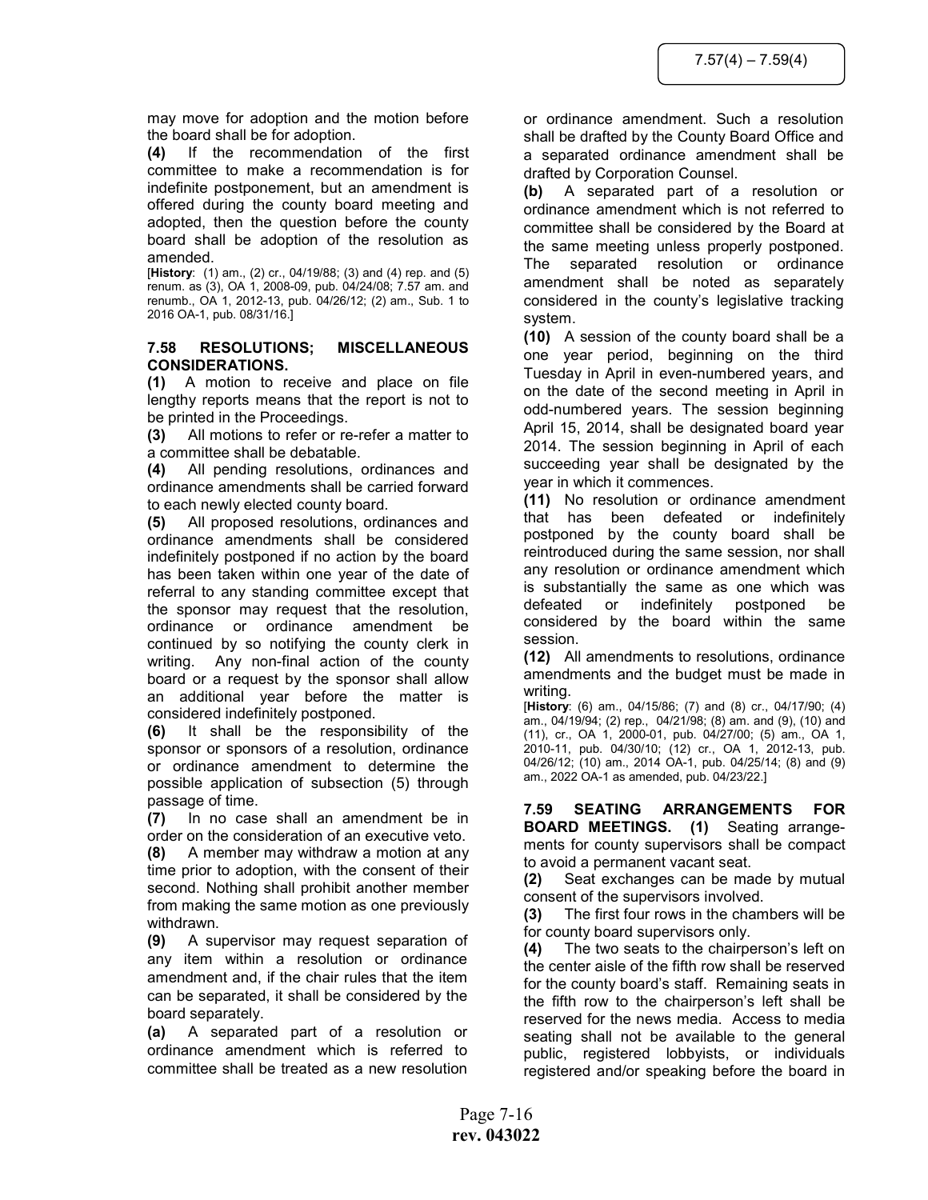may move for adoption and the motion before the board shall be for adoption.

**(4)** If the recommendation of the first committee to make a recommendation is for indefinite postponement, but an amendment is offered during the county board meeting and adopted, then the question before the county board shall be adoption of the resolution as amended.

[**History**: (1) am., (2) cr., 04/19/88; (3) and (4) rep. and (5) renum. as (3), OA 1, 2008-09, pub. 04/24/08; 7.57 am. and renumb., OA 1, 2012-13, pub. 04/26/12; (2) am., Sub. 1 to 2016 OA-1, pub. 08/31/16.]

### 7.58 RESOLUTIONS; MISCELLANEOUS CONSIDERATIONS.

**(1)** A motion to receive and place on file lengthy reports means that the report is not to be printed in the Proceedings.

**(3)** All motions to refer or re-refer a matter to a committee shall be debatable.

**(4)** All pending resolutions, ordinances and ordinance amendments shall be carried forward to each newly elected county board.

**(5)** All proposed resolutions, ordinances and ordinance amendments shall be considered indefinitely postponed if no action by the board has been taken within one year of the date of referral to any standing committee except that the sponsor may request that the resolution, ordinance or ordinance amendment be continued by so notifying the county clerk in writing. Any non-final action of the county board or a request by the sponsor shall allow an additional year before the matter is considered indefinitely postponed.

**(6)** It shall be the responsibility of the sponsor or sponsors of a resolution, ordinance or ordinance amendment to determine the possible application of subsection (5) through passage of time.

**(7)** In no case shall an amendment be in order on the consideration of an executive veto.

**(8)** A member may withdraw a motion at any time prior to adoption, with the consent of their second. Nothing shall prohibit another member from making the same motion as one previously withdrawn.

**(9)** A supervisor may request separation of any item within a resolution or ordinance amendment and, if the chair rules that the item can be separated, it shall be considered by the board separately.

**(a)** A separated part of a resolution or ordinance amendment which is referred to committee shall be treated as a new resolution or ordinance amendment. Such a resolution shall be drafted by the County Board Office and a separated ordinance amendment shall be drafted by Corporation Counsel.

**(b)** A separated part of a resolution or ordinance amendment which is not referred to committee shall be considered by the Board at the same meeting unless properly postponed. The separated resolution or ordinance amendment shall be noted as separately considered in the county's legislative tracking system.

**(10)** A session of the county board shall be a one year period, beginning on the third Tuesday in April in even-numbered years, and on the date of the second meeting in April in odd-numbered years. The session beginning April 15, 2014, shall be designated board year 2014. The session beginning in April of each succeeding year shall be designated by the year in which it commences.

**(11)** No resolution or ordinance amendment that has been defeated or indefinitely postponed by the county board shall be reintroduced during the same session, nor shall any resolution or ordinance amendment which is substantially the same as one which was defeated or indefinitely postponed be considered by the board within the same session.

**(12)** All amendments to resolutions, ordinance amendments and the budget must be made in writing.

[**History**: (6) am., 04/15/86; (7) and (8) cr., 04/17/90; (4) am., 04/19/94; (2) rep., 04/21/98; (8) am. and (9), (10) and (11), cr., OA 1, 2000-01, pub. 04/27/00; (5) am., OA 1, 2010-11, pub. 04/30/10; (12) cr., OA 1, 2012-13, pub. 04/26/12; (10) am., 2014 OA-1, pub. 04/25/14; (8) and (9) am., 2022 OA-1 as amended, pub. 04/23/22.]

### 7.59 SEATING ARRANGEMENTS FOR BOARD MEETINGS.

**(1)** Seating arrangements for county supervisors shall be compact to avoid a permanent vacant seat.

**(2)** Seat exchanges can be made by mutual consent of the supervisors involved.

**(3)** The first four rows in the chambers will be for county board supervisors only.

**(4)** The two seats to the chairperson's left on the center aisle of the fifth row shall be reserved for the county board's staff. Remaining seats in the fifth row to the chairperson's left shall be reserved for the news media. Access to media seating shall not be available to the general public, registered lobbyists, or individuals registered and/or speaking before the board in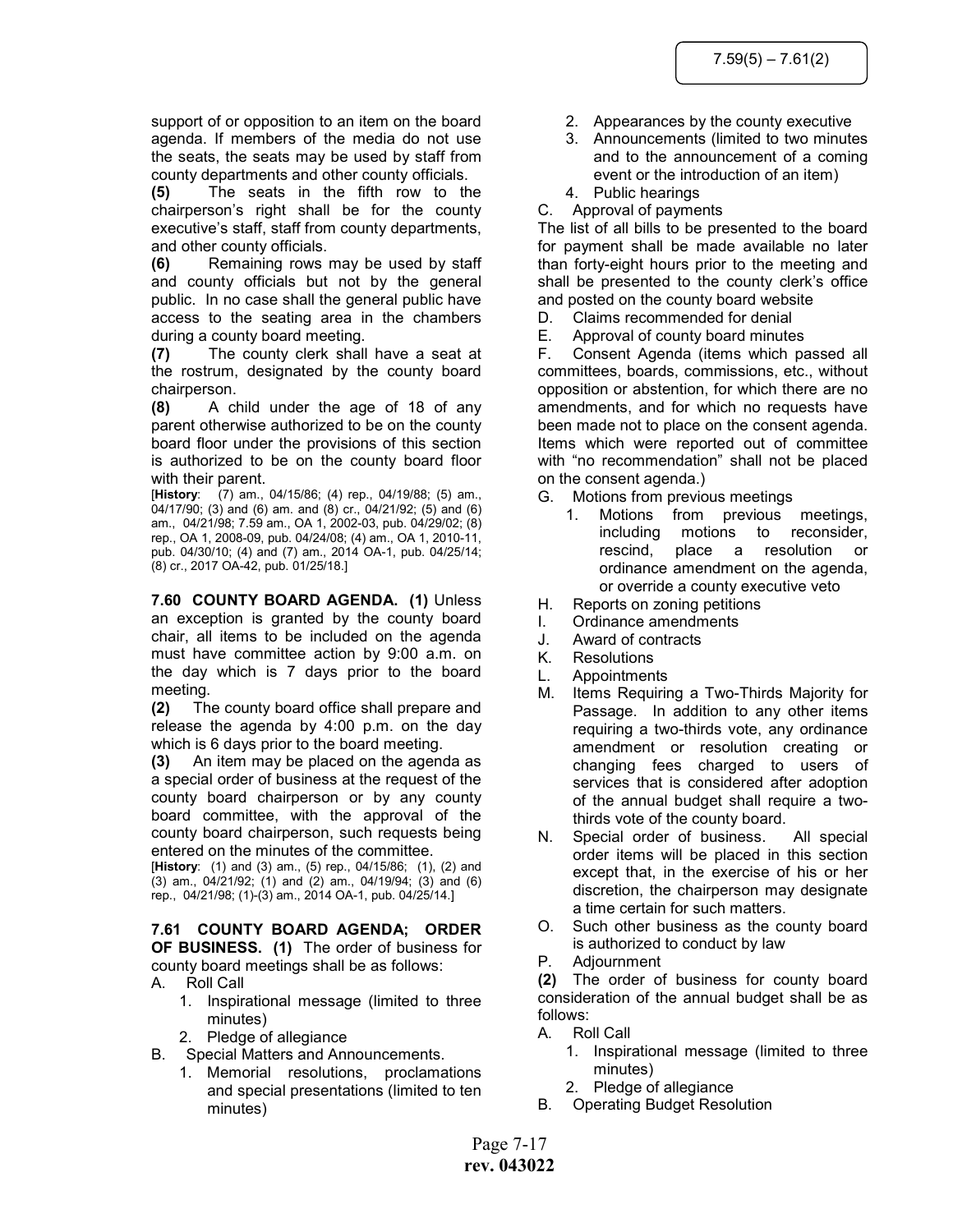support of or opposition to an item on the board agenda. If members of the media do not use the seats, the seats may be used by staff from county departments and other county officials.

**(5)** The seats in the fifth row to the chairperson's right shall be for the county executive's staff, staff from county departments, and other county officials.

**(6)** Remaining rows may be used by staff and county officials but not by the general public. In no case shall the general public have access to the seating area in the chambers during a county board meeting.

**(7)** The county clerk shall have a seat at the rostrum, designated by the county board chairperson.

**(8)** A child under the age of 18 of any parent otherwise authorized to be on the county board floor under the provisions of this section is authorized to be on the county board floor with their parent.

[**History**: (7) am., 04/15/86; (4) rep., 04/19/88; (5) am., 04/17/90; (3) and (6) am. and (8) cr., 04/21/92; (5) and (6) am., 04/21/98; 7.59 am., OA 1, 2002-03, pub. 04/29/02; (8) rep., OA 1, 2008-09, pub. 04/24/08; (4) am., OA 1, 2010-11, pub. 04/30/10; (4) and (7) am., 2014 OA-1, pub. 04/25/14; (8) cr., 2017 OA-42, pub. 01/25/18.]

**7.60 COUNTY BOARD AGENDA. (1)** Unless an exception is granted by the county board chair, all items to be included on the agenda must have committee action by 9:00 a.m. on the day which is 7 days prior to the board meeting.

**(2)** The county board office shall prepare and release the agenda by 4:00 p.m. on the day which is 6 days prior to the board meeting.

**(3)** An item may be placed on the agenda as a special order of business at the request of the county board chairperson or by any county board committee, with the approval of the county board chairperson, such requests being entered on the minutes of the committee.

[**History**: (1) and (3) am., (5) rep., 04/15/86; (1), (2) and (3) am., 04/21/92; (1) and (2) am., 04/19/94; (3) and (6) rep., 04/21/98; (1)-(3) am., 2014 OA-1, pub. 04/25/14.]

**7.61 COUNTY BOARD AGENDA; ORDER OF BUSINESS. (1)** The order of business for county board meetings shall be as follows:

A. Roll Call
   1. Inspirational message (limited to three minutes)
   2. Pledge of allegiance
B. Special Matters and Announcements.
   1. Memorial resolutions, proclamations and special presentations (limited to ten minutes)
   2. Appearances by the county executive
   3. Announcements (limited to two minutes and to the announcement of a coming event or the introduction of an item)
   4. Public hearings
C. Approval of payments

The list of all bills to be presented to the board for payment shall be made available no later than forty-eight hours prior to the meeting and shall be presented to the county clerk's office and posted on the county board website

D. Claims recommended for denial
E. Approval of county board minutes
F. Consent Agenda (items which passed all committees, boards, commissions, etc., without opposition or abstention, for which there are no amendments, and for which no requests have been made not to place on the consent agenda. Items which were reported out of committee with "no recommendation" shall not be placed on the consent agenda.)
G. Motions from previous meetings
   1. Motions from previous meetings, including motions to reconsider, rescind, place a resolution or ordinance amendment on the agenda, or override a county executive veto
H. Reports on zoning petitions
I. Ordinance amendments
J. Award of contracts
K. Resolutions
L. Appointments
M. Items Requiring a Two-Thirds Majority for Passage. In addition to any other items requiring a two-thirds vote, any ordinance amendment or resolution creating or changing fees charged to users of services that is considered after adoption of the annual budget shall require a two-thirds vote of the county board.
N. Special order of business. All special order items will be placed in this section except that, in the exercise of his or her discretion, the chairperson may designate a time certain for such matters.
O. Such other business as the county board is authorized to conduct by law
P. Adjournment

**(2)** The order of business for county board consideration of the annual budget shall be as follows:

A. Roll Call
   1. Inspirational message (limited to three minutes)
   2. Pledge of allegiance
B. Operating Budget Resolution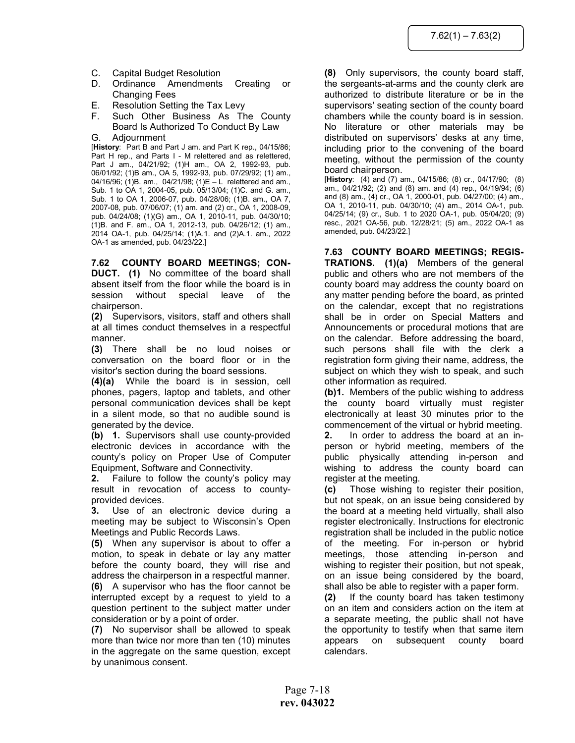C. Capital Budget Resolution
D. Ordinance Amendments Creating or Changing Fees
E. Resolution Setting the Tax Levy
F. Such Other Business As The County Board Is Authorized To Conduct By Law
G. Adjournment

[**History**: Part B and Part J am. and Part K rep., 04/15/86; Part H rep., and Parts I - M relettered and as relettered, Part J am., 04/21/92; (1)H am., OA 2, 1992-93, pub. 06/01/92; (1)B am., OA 5, 1992-93, pub. 07/29/92; (1) am., 04/16/96; (1)B. am., 04/21/98; (1)E – L relettered and am., Sub. 1 to OA 1, 2004-05, pub. 05/13/04; (1)C. and G. am., Sub. 1 to OA 1, 2006-07, pub. 04/28/06; (1)B. am., OA 7, 2007-08, pub. 07/06/07; (1) am. and (2) cr., OA 1, 2008-09, pub. 04/24/08; (1)(G) am., OA 1, 2010-11, pub. 04/30/10; (1)B. and F. am., OA 1, 2012-13, pub. 04/26/12; (1) am., 2014 OA-1, pub. 04/25/14; (1)A.1. and (2)A.1. am., 2022 OA-1 as amended, pub. 04/23/22.]

**7.62 COUNTY BOARD MEETINGS; CONDUCT. (1)** No committee of the board shall absent itself from the floor while the board is in session without special leave of the chairperson.

**(2)** Supervisors, visitors, staff and others shall at all times conduct themselves in a respectful manner.

**(3)** There shall be no loud noises or conversation on the board floor or in the visitor's section during the board sessions.

**(4)(a)** While the board is in session, cell phones, pagers, laptop and tablets, and other personal communication devices shall be kept in a silent mode, so that no audible sound is generated by the device.

**(b) 1.** Supervisors shall use county-provided electronic devices in accordance with the county's policy on Proper Use of Computer Equipment, Software and Connectivity.

**2.** Failure to follow the county's policy may result in revocation of access to county-provided devices.

**3.** Use of an electronic device during a meeting may be subject to Wisconsin's Open Meetings and Public Records Laws.

**(5)** When any supervisor is about to offer a motion, to speak in debate or lay any matter before the county board, they will rise and address the chairperson in a respectful manner.

**(6)** A supervisor who has the floor cannot be interrupted except by a request to yield to a question pertinent to the subject matter under consideration or by a point of order.

**(7)** No supervisor shall be allowed to speak more than twice nor more than ten (10) minutes in the aggregate on the same question, except by unanimous consent.

**(8)** Only supervisors, the county board staff, the sergeants-at-arms and the county clerk are authorized to distribute literature or be in the supervisors' seating section of the county board chambers while the county board is in session. No literature or other materials may be distributed on supervisors' desks at any time, including prior to the convening of the board meeting, without the permission of the county board chairperson.

[**History**: (4) and (7) am., 04/15/86; (8) cr., 04/17/90; (8) am., 04/21/92; (2) and (8) am. and (4) rep., 04/19/94; (6) and (8) am., (4) cr., OA 1, 2000-01, pub. 04/27/00; (4) am., OA 1, 2010-11, pub. 04/30/10; (4) am., 2014 OA-1, pub. 04/25/14; (9) cr., Sub. 1 to 2020 OA-1, pub. 05/04/20; (9) resc., 2021 OA-56, pub. 12/28/21; (5) am., 2022 OA-1 as amended, pub. 04/23/22.]

**7.63 COUNTY BOARD MEETINGS; REGISTRATIONS. (1)(a)** Members of the general public and others who are not members of the county board may address the county board on any matter pending before the board, as printed on the calendar, except that no registrations shall be in order on Special Matters and Announcements or procedural motions that are on the calendar. Before addressing the board, such persons shall file with the clerk a registration form giving their name, address, the subject on which they wish to speak, and such other information as required.

**(b)1.** Members of the public wishing to address the county board virtually must register electronically at least 30 minutes prior to the commencement of the virtual or hybrid meeting.

**2.** In order to address the board at an in-person or hybrid meeting, members of the public physically attending in-person and wishing to address the county board can register at the meeting.

**(c)** Those wishing to register their position, but not speak, on an issue being considered by the board at a meeting held virtually, shall also register electronically. Instructions for electronic registration shall be included in the public notice of the meeting. For in-person or hybrid meetings, those attending in-person and wishing to register their position, but not speak, on an issue being considered by the board, shall also be able to register with a paper form.

**(2)** If the county board has taken testimony on an item and considers action on the item at a separate meeting, the public shall not have the opportunity to testify when that same item appears on subsequent county board calendars.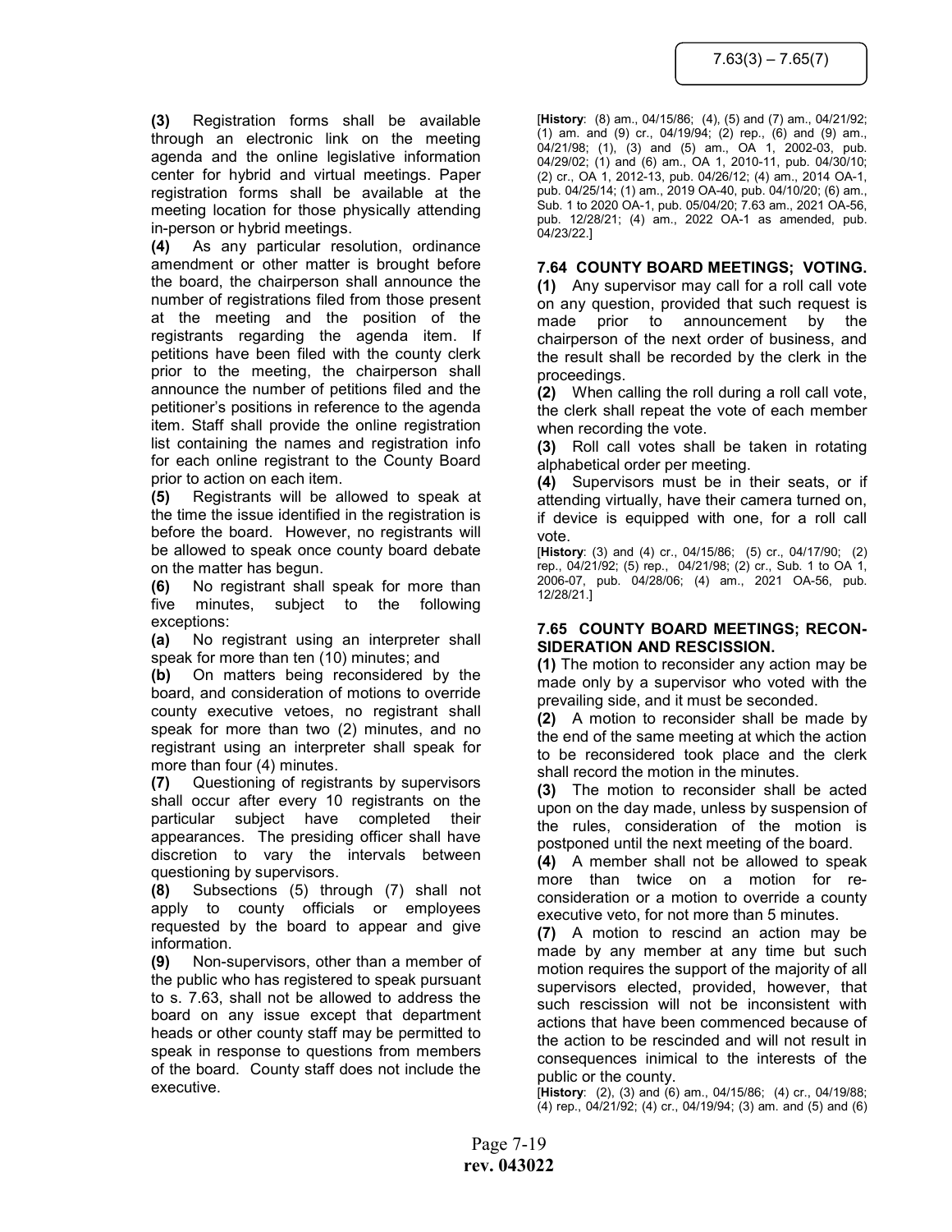**(3)** Registration forms shall be available through an electronic link on the meeting agenda and the online legislative information center for hybrid and virtual meetings. Paper registration forms shall be available at the meeting location for those physically attending in-person or hybrid meetings.

**(4)** As any particular resolution, ordinance amendment or other matter is brought before the board, the chairperson shall announce the number of registrations filed from those present at the meeting and the position of the registrants regarding the agenda item. If petitions have been filed with the county clerk prior to the meeting, the chairperson shall announce the number of petitions filed and the petitioner's positions in reference to the agenda item. Staff shall provide the online registration list containing the names and registration info for each online registrant to the County Board prior to action on each item.

**(5)** Registrants will be allowed to speak at the time the issue identified in the registration is before the board. However, no registrants will be allowed to speak once county board debate on the matter has begun.

**(6)** No registrant shall speak for more than five minutes, subject to the following exceptions:

**(a)** No registrant using an interpreter shall speak for more than ten (10) minutes; and

**(b)** On matters being reconsidered by the board, and consideration of motions to override county executive vetoes, no registrant shall speak for more than two (2) minutes, and no registrant using an interpreter shall speak for more than four (4) minutes.

**(7)** Questioning of registrants by supervisors shall occur after every 10 registrants on the particular subject have completed their appearances. The presiding officer shall have discretion to vary the intervals between questioning by supervisors.

**(8)** Subsections (5) through (7) shall not apply to county officials or employees requested by the board to appear and give information.

**(9)** Non-supervisors, other than a member of the public who has registered to speak pursuant to s. 7.63, shall not be allowed to address the board on any issue except that department heads or other county staff may be permitted to speak in response to questions from members of the board. County staff does not include the executive.

[**History**: (8) am., 04/15/86; (4), (5) and (7) am., 04/21/92; (1) am. and (9) cr., 04/19/94; (2) rep., (6) and (9) am., 04/21/98; (1), (3) and (5) am., OA 1, 2002-03, pub. 04/29/02; (1) and (6) am., OA 1, 2010-11, pub. 04/30/10; (2) cr., OA 1, 2012-13, pub. 04/26/12; (4) am., 2014 OA-1, pub. 04/25/14; (1) am., 2019 OA-40, pub. 04/10/20; (6) am., Sub. 1 to 2020 OA-1, pub. 05/04/20; 7.63 am., 2021 OA-56, pub. 12/28/21; (4) am., 2022 OA-1 as amended, pub. 04/23/22.]

### 7.64 COUNTY BOARD MEETINGS; VOTING.

**(1)** Any supervisor may call for a roll call vote on any question, provided that such request is made prior to announcement by the chairperson of the next order of business, and the result shall be recorded by the clerk in the proceedings.

**(2)** When calling the roll during a roll call vote, the clerk shall repeat the vote of each member when recording the vote.

**(3)** Roll call votes shall be taken in rotating alphabetical order per meeting.

**(4)** Supervisors must be in their seats, or if attending virtually, have their camera turned on, if device is equipped with one, for a roll call vote.

[**History**: (3) and (4) cr., 04/15/86; (5) cr., 04/17/90; (2) rep., 04/21/92; (5) rep., 04/21/98; (2) cr., Sub. 1 to OA 1, 2006-07, pub. 04/28/06; (4) am., 2021 OA-56, pub. 12/28/21.]

### 7.65 COUNTY BOARD MEETINGS; RECONSIDERATION AND RESCISSION.

**(1)** The motion to reconsider any action may be made only by a supervisor who voted with the prevailing side, and it must be seconded.

**(2)** A motion to reconsider shall be made by the end of the same meeting at which the action to be reconsidered took place and the clerk shall record the motion in the minutes.

**(3)** The motion to reconsider shall be acted upon on the day made, unless by suspension of the rules, consideration of the motion is postponed until the next meeting of the board.

**(4)** A member shall not be allowed to speak more than twice on a motion for reconsideration or a motion to override a county executive veto, for not more than 5 minutes.

**(7)** A motion to rescind an action may be made by any member at any time but such motion requires the support of the majority of all supervisors elected, provided, however, that such rescission will not be inconsistent with actions that have been commenced because of the action to be rescinded and will not result in consequences inimical to the interests of the public or the county.

[**History**: (2), (3) and (6) am., 04/15/86; (4) cr., 04/19/88; (4) rep., 04/21/92; (4) cr., 04/19/94; (3) am. and (5) and (6)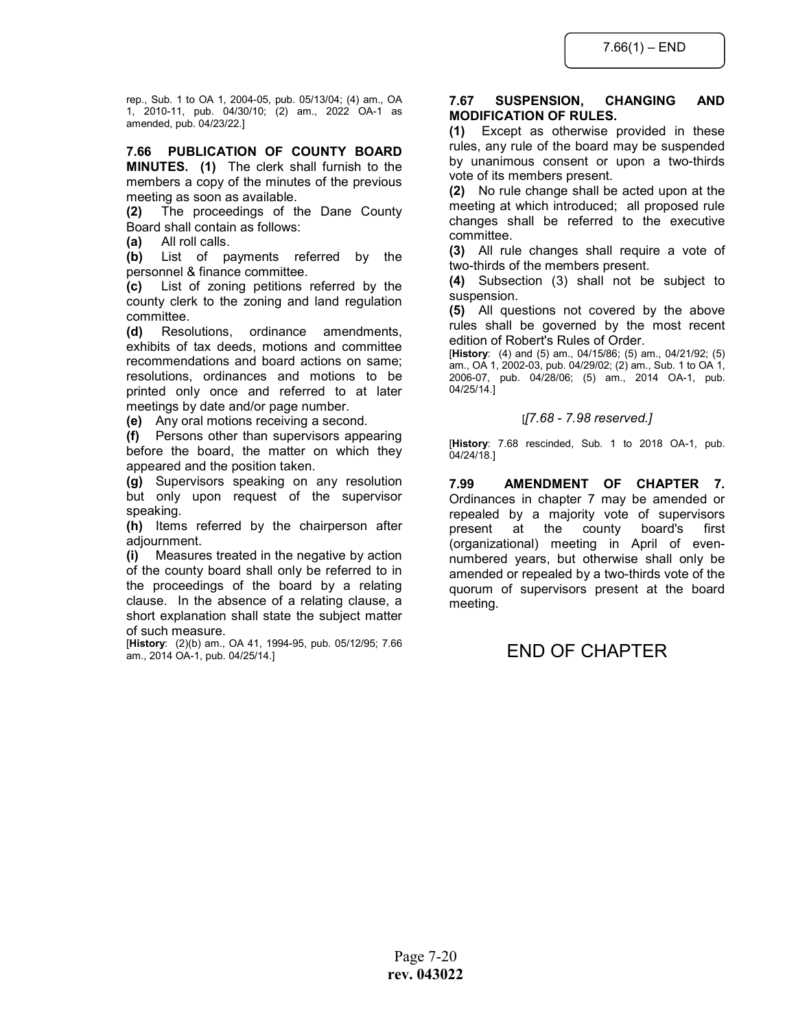rep., Sub. 1 to OA 1, 2004-05, pub. 05/13/04; (4) am., OA 1, 2010-11, pub. 04/30/10; (2) am., 2022 OA-1 as amended, pub. 04/23/22.]

**7.66 PUBLICATION OF COUNTY BOARD MINUTES.** **(1)** The clerk shall furnish to the members a copy of the minutes of the previous meeting as soon as available.

**(2)** The proceedings of the Dane County Board shall contain as follows:

**(a)** All roll calls.

**(b)** List of payments referred by the personnel & finance committee.

**(c)** List of zoning petitions referred by the county clerk to the zoning and land regulation committee.

**(d)** Resolutions, ordinance amendments, exhibits of tax deeds, motions and committee recommendations and board actions on same; resolutions, ordinances and motions to be printed only once and referred to at later meetings by date and/or page number.

**(e)** Any oral motions receiving a second.

**(f)** Persons other than supervisors appearing before the board, the matter on which they appeared and the position taken.

**(g)** Supervisors speaking on any resolution but only upon request of the supervisor speaking.

**(h)** Items referred by the chairperson after adjournment.

**(i)** Measures treated in the negative by action of the county board shall only be referred to in the proceedings of the board by a relating clause. In the absence of a relating clause, a short explanation shall state the subject matter of such measure.

[**History**: (2)(b) am., OA 41, 1994-95, pub. 05/12/95; 7.66 am., 2014 OA-1, pub. 04/25/14.]

**7.67 SUSPENSION, CHANGING AND MODIFICATION OF RULES.**

**(1)** Except as otherwise provided in these rules, any rule of the board may be suspended by unanimous consent or upon a two-thirds vote of its members present.

**(2)** No rule change shall be acted upon at the meeting at which introduced; all proposed rule changes shall be referred to the executive committee.

**(3)** All rule changes shall require a vote of two-thirds of the members present.

**(4)** Subsection (3) shall not be subject to suspension.

**(5)** All questions not covered by the above rules shall be governed by the most recent edition of Robert's Rules of Order.

[**History**: (4) and (5) am., 04/15/86; (5) am., 04/21/92; (5) am., OA 1, 2002-03, pub. 04/29/02; (2) am., Sub. 1 to OA 1, 2006-07, pub. 04/28/06; (5) am., 2014 OA-1, pub. 04/25/14.]

[*[7.68 - 7.98 reserved.]*

[**History**: 7.68 rescinded, Sub. 1 to 2018 OA-1, pub. 04/24/18.]

**7.99 AMENDMENT OF CHAPTER 7.** Ordinances in chapter 7 may be amended or repealed by a majority vote of supervisors present at the county board's first (organizational) meeting in April of even-numbered years, but otherwise shall only be amended or repealed by a two-thirds vote of the quorum of supervisors present at the board meeting.

# END OF CHAPTER